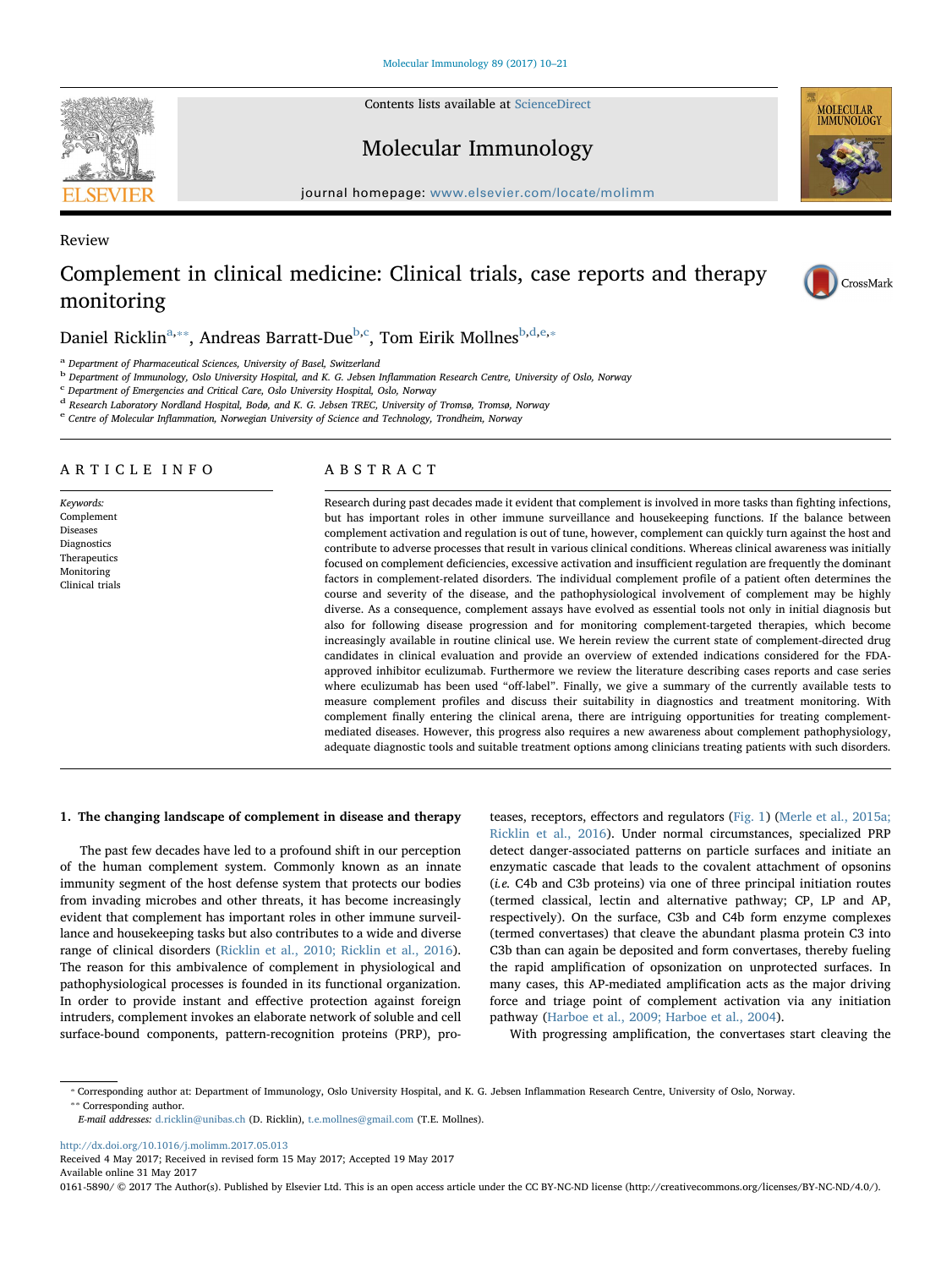Review

# Complement in clinical medicine: Clinical trials, case reports and therapy monitoring

Daniel Ricklin[a,**], Andreas Barratt-Due[b,c], Tom Eirik Mollnes[b,d,e,*]

[a] Department of Pharmaceutical Sciences, University of Basel, Switzerland
[b] Department of Immunology, Oslo University Hospital, and K. G. Jebsen Inflammation Research Centre, University of Oslo, Norway
[c] Department of Emergencies and Critical Care, Oslo University Hospital, Oslo, Norway
[d] Research Laboratory Nordland Hospital, Bodø, and K. G. Jebsen TREC, University of Tromsø, Tromsø, Norway
[e] Centre of Molecular Inflammation, Norwegian University of Science and Technology, Trondheim, Norway

## ARTICLE INFO

*Keywords:*
Complement
Diseases
Diagnostics
Therapeutics
Monitoring
Clinical trials

## ABSTRACT

Research during past decades made it evident that complement is involved in more tasks than fighting infections, but has important roles in other immune surveillance and housekeeping functions. If the balance between complement activation and regulation is out of tune, however, complement can quickly turn against the host and contribute to adverse processes that result in various clinical conditions. Whereas clinical awareness was initially focused on complement deficiencies, excessive activation and insufficient regulation are frequently the dominant factors in complement-related disorders. The individual complement profile of a patient often determines the course and severity of the disease, and the pathophysiological involvement of complement may be highly diverse. As a consequence, complement assays have evolved as essential tools not only in initial diagnosis but also for following disease progression and for monitoring complement-targeted therapies, which become increasingly available in routine clinical use. We herein review the current state of complement-directed drug candidates in clinical evaluation and provide an overview of extended indications considered for the FDA-approved inhibitor eculizumab. Furthermore we review the literature describing cases reports and case series where eculizumab has been used "off-label". Finally, we give a summary of the currently available tests to measure complement profiles and discuss their suitability in diagnostics and treatment monitoring. With complement finally entering the clinical arena, there are intriguing opportunities for treating complement-mediated diseases. However, this progress also requires a new awareness about complement pathophysiology, adequate diagnostic tools and suitable treatment options among clinicians treating patients with such disorders.

## 1. The changing landscape of complement in disease and therapy

The past few decades have led to a profound shift in our perception of the human complement system. Commonly known as an innate immunity segment of the host defense system that protects our bodies from invading microbes and other threats, it has become increasingly evident that complement has important roles in other immune surveillance and housekeeping tasks but also contributes to a wide and diverse range of clinical disorders (Ricklin et al., 2010; Ricklin et al., 2016). The reason for this ambivalence of complement in physiological and pathophysiological processes is founded in its functional organization. In order to provide instant and effective protection against foreign intruders, complement invokes an elaborate network of soluble and cell surface-bound components, pattern-recognition proteins (PRP), proteases, receptors, effectors and regulators (Fig. 1) (Merle et al., 2015a; Ricklin et al., 2016). Under normal circumstances, specialized PRP detect danger-associated patterns on particle surfaces and initiate an enzymatic cascade that leads to the covalent attachment of opsonins (*i.e.* C4b and C3b proteins) via one of three principal initiation routes (termed classical, lectin and alternative pathway; CP, LP and AP, respectively). On the surface, C3b and C4b form enzyme complexes (termed convertases) that cleave the abundant plasma protein C3 into C3b than can again be deposited and form convertases, thereby fueling the rapid amplification of opsonization on unprotected surfaces. In many cases, this AP-mediated amplification acts as the major driving force and triage point of complement activation via any initiation pathway (Harboe et al., 2009; Harboe et al., 2004).

With progressing amplification, the convertases start cleaving the

* Corresponding author at: Department of Immunology, Oslo University Hospital, and K. G. Jebsen Inflammation Research Centre, University of Oslo, Norway.
** Corresponding author.
*E-mail addresses:* d.ricklin@unibas.ch (D. Ricklin), t.e.mollnes@gmail.com (T.E. Mollnes).

http://dx.doi.org/10.1016/j.molimm.2017.05.013
Received 4 May 2017; Received in revised form 15 May 2017; Accepted 19 May 2017
Available online 31 May 2017
0161-5890/ © 2017 The Author(s). Published by Elsevier Ltd. This is an open access article under the CC BY-NC-ND license (http://creativecommons.org/licenses/BY-NC-ND/4.0/).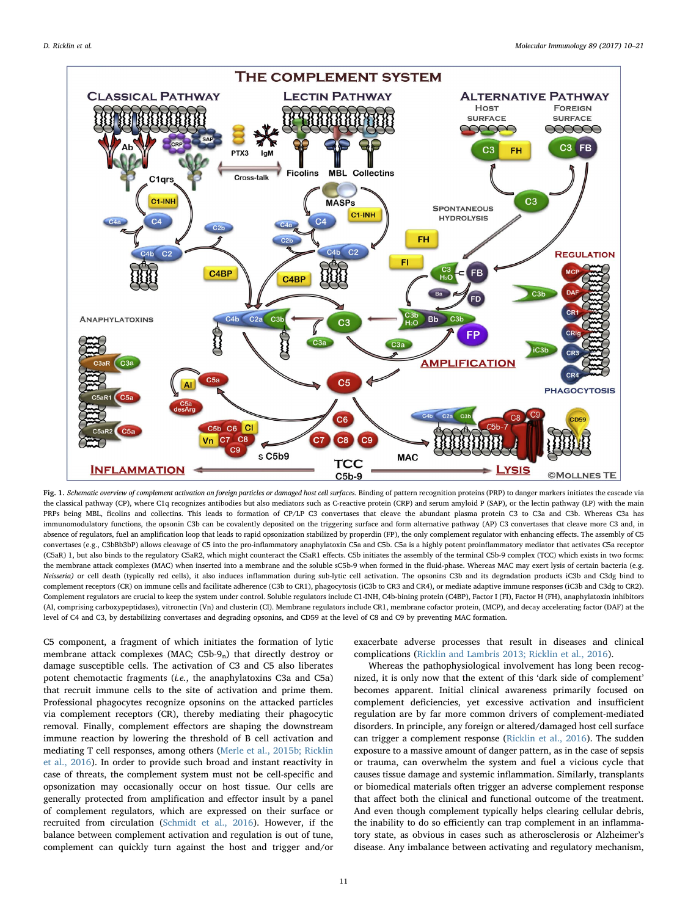**Fig. 1.** *Schematic overview of complement activation on foreign particles or damaged host cell surfaces.* Binding of pattern recognition proteins (PRP) to danger markers initiates the cascade via the classical pathway (CP), where C1q recognizes antibodies but also mediators such as C-reactive protein (CRP) and serum amyloid P (SAP), or the lectin pathway (LP) with the main PRPs being MBL, ficolins and collectins. This leads to formation of CP/LP C3 convertases that cleave the abundant plasma protein C3 to C3a and C3b. Whereas C3a has immunomodulatory functions, the opsonin C3b can be covalently deposited on the triggering surface and form alternative pathway (AP) C3 convertases that cleave more C3 and, in absence of regulators, fuel an amplification loop that leads to rapid opsonization stabilized by properdin (FP), the only complement regulator with enhancing effects. The assembly of C5 convertases (e.g., C3bBb3bP) allows cleavage of C5 into the pro-inflammatory anaphylatoxin C5a and C5b. C5a is a highly potent proinflammatory mediator that activates C5a receptor (C5aR) 1, but also binds to the regulatory C5aR2, which might counteract the C5aR1 effects. C5b initiates the assembly of the terminal C5b-9 complex (TCC) which exists in two forms: the membrane attack complexes (MAC) when inserted into a membrane and the soluble sC5b-9 when formed in the fluid-phase. Whereas MAC may exert lysis of certain bacteria (e.g. *Neisseria)* or cell death (typically red cells), it also induces inflammation during sub-lytic cell activation. The opsonins C3b and its degradation products iC3b and C3dg bind to complement receptors (CR) on immune cells and facilitate adherence (C3b to CR1), phagocytosis (iC3b to CR3 and CR4), or mediate adaptive immune responses (iC3b and C3dg to CR2). Complement regulators are crucial to keep the system under control. Soluble regulators include C1-INH, C4b-bining protein (C4BP), Factor I (FI), Factor H (FH), anaphylatoxin inhibitors (AI, comprising carboxypeptidases), vitronectin (Vn) and clusterin (Cl). Membrane regulators include CR1, membrane cofactor protein, (MCP), and decay accelerating factor (DAF) at the level of C4 and C3, by destabilizing convertases and degrading opsonins, and CD59 at the level of C8 and C9 by preventing MAC formation.

C5 component, a fragment of which initiates the formation of lytic membrane attack complexes (MAC; C5b-9$_n$) that directly destroy or damage susceptible cells. The activation of C3 and C5 also liberates potent chemotactic fragments (*i.e.*, the anaphylatoxins C3a and C5a) that recruit immune cells to the site of activation and prime them. Professional phagocytes recognize opsonins on the attacked particles via complement receptors (CR), thereby mediating their phagocytic removal. Finally, complement effectors are shaping the downstream immune reaction by lowering the threshold of B cell activation and mediating T cell responses, among others (Merle et al., 2015b; Ricklin et al., 2016). In order to provide such broad and instant reactivity in case of threats, the complement system must not be cell-specific and opsonization may occasionally occur on host tissue. Our cells are generally protected from amplification and effector insult by a panel of complement regulators, which are expressed on their surface or recruited from circulation (Schmidt et al., 2016). However, if the balance between complement activation and regulation is out of tune, complement can quickly turn against the host and trigger and/or exacerbate adverse processes that result in diseases and clinical complications (Ricklin and Lambris 2013; Ricklin et al., 2016).

Whereas the pathophysiological involvement has long been recognized, it is only now that the extent of this 'dark side of complement' becomes apparent. Initial clinical awareness primarily focused on complement deficiencies, yet excessive activation and insufficient regulation are by far more common drivers of complement-mediated disorders. In principle, any foreign or altered/damaged host cell surface can trigger a complement response (Ricklin et al., 2016). The sudden exposure to a massive amount of danger pattern, as in the case of sepsis or trauma, can overwhelm the system and fuel a vicious cycle that causes tissue damage and systemic inflammation. Similarly, transplants or biomedical materials often trigger an adverse complement response that affect both the clinical and functional outcome of the treatment. And even though complement typically helps clearing cellular debris, the inability to do so efficiently can trap complement in an inflammatory state, as obvious in cases such as atherosclerosis or Alzheimer's disease. Any imbalance between activating and regulatory mechanism,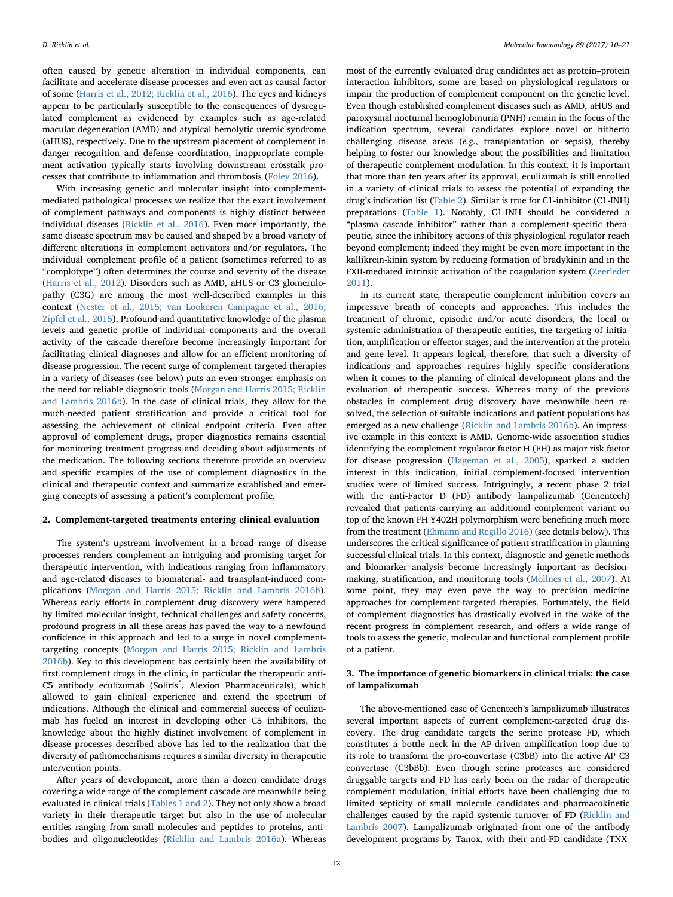often caused by genetic alteration in individual components, can facilitate and accelerate disease processes and even act as causal factor of some (Harris et al., 2012; Ricklin et al., 2016). The eyes and kidneys appear to be particularly susceptible to the consequences of dysregulated complement as evidenced by examples such as age-related macular degeneration (AMD) and atypical hemolytic uremic syndrome (aHUS), respectively. Due to the upstream placement of complement in danger recognition and defense coordination, inappropriate complement activation typically starts involving downstream crosstalk processes that contribute to inflammation and thrombosis (Foley 2016).

With increasing genetic and molecular insight into complement-mediated pathological processes we realize that the exact involvement of complement pathways and components is highly distinct between individual diseases (Ricklin et al., 2016). Even more importantly, the same disease spectrum may be caused and shaped by a broad variety of different alterations in complement activators and/or regulators. The individual complement profile of a patient (sometimes referred to as "complotype") often determines the course and severity of the disease (Harris et al., 2012). Disorders such as AMD, aHUS or C3 glomerulopathy (C3G) are among the most well-described examples in this context (Nester et al., 2015; van Lookeren Campagne et al., 2016; Zipfel et al., 2015). Profound and quantitative knowledge of the plasma levels and genetic profile of individual components and the overall activity of the cascade therefore become increasingly important for facilitating clinical diagnoses and allow for an efficient monitoring of disease progression. The recent surge of complement-targeted therapies in a variety of diseases (see below) puts an even stronger emphasis on the need for reliable diagnostic tools (Morgan and Harris 2015; Ricklin and Lambris 2016b). In the case of clinical trials, they allow for the much-needed patient stratification and provide a critical tool for assessing the achievement of clinical endpoint criteria. Even after approval of complement drugs, proper diagnostics remains essential for monitoring treatment progress and deciding about adjustments of the medication. The following sections therefore provide an overview and specific examples of the use of complement diagnostics in the clinical and therapeutic context and summarize established and emerging concepts of assessing a patient's complement profile.

## 2. Complement-targeted treatments entering clinical evaluation

The system's upstream involvement in a broad range of disease processes renders complement an intriguing and promising target for therapeutic intervention, with indications ranging from inflammatory and age-related diseases to biomaterial- and transplant-induced complications (Morgan and Harris 2015; Ricklin and Lambris 2016b). Whereas early efforts in complement drug discovery were hampered by limited molecular insight, technical challenges and safety concerns, profound progress in all these areas has paved the way to a newfound confidence in this approach and led to a surge in novel complement-targeting concepts (Morgan and Harris 2015; Ricklin and Lambris 2016b). Key to this development has certainly been the availability of first complement drugs in the clinic, in particular the therapeutic anti-C5 antibody eculizumab (Soliris®, Alexion Pharmaceuticals), which allowed to gain clinical experience and extend the spectrum of indications. Although the clinical and commercial success of eculizumab has fueled an interest in developing other C5 inhibitors, the knowledge about the highly distinct involvement of complement in disease processes described above has led to the realization that the diversity of pathomechanisms requires a similar diversity in therapeutic intervention points.

After years of development, more than a dozen candidate drugs covering a wide range of the complement cascade are meanwhile being evaluated in clinical trials (Tables 1 and 2). They not only show a broad variety in their therapeutic target but also in the use of molecular entities ranging from small molecules and peptides to proteins, antibodies and oligonucleotides (Ricklin and Lambris 2016a). Whereas most of the currently evaluated drug candidates act as protein–protein interaction inhibitors, some are based on physiological regulators or impair the production of complement component on the genetic level. Even though established complement diseases such as AMD, aHUS and paroxysmal nocturnal hemoglobinuria (PNH) remain in the focus of the indication spectrum, several candidates explore novel or hitherto challenging disease areas (*e.g.*, transplantation or sepsis), thereby helping to foster our knowledge about the possibilities and limitation of therapeutic complement modulation. In this context, it is important that more than ten years after its approval, eculizumab is still enrolled in a variety of clinical trials to assess the potential of expanding the drug's indication list (Table 2). Similar is true for C1-inhibitor (C1-INH) preparations (Table 1). Notably, C1-INH should be considered a "plasma cascade inhibitor" rather than a complement-specific therapeutic, since the inhibitory actions of this physiological regulator reach beyond complement; indeed they might be even more important in the kallikrein-kinin system by reducing formation of bradykinin and in the FXII-mediated intrinsic activation of the coagulation system (Zeerleder 2011).

In its current state, therapeutic complement inhibition covers an impressive breath of concepts and approaches. This includes the treatment of chronic, episodic and/or acute disorders, the local or systemic administration of therapeutic entities, the targeting of initiation, amplification or effector stages, and the intervention at the protein and gene level. It appears logical, therefore, that such a diversity of indications and approaches requires highly specific considerations when it comes to the planning of clinical development plans and the evaluation of therapeutic success. Whereas many of the previous obstacles in complement drug discovery have meanwhile been resolved, the selection of suitable indications and patient populations has emerged as a new challenge (Ricklin and Lambris 2016b). An impressive example in this context is AMD. Genome-wide association studies identifying the complement regulator factor H (FH) as major risk factor for disease progression (Hageman et al., 2005), sparked a sudden interest in this indication, initial complement-focused intervention studies were of limited success. Intriguingly, a recent phase 2 trial with the anti-Factor D (FD) antibody lampalizumab (Genentech) revealed that patients carrying an additional complement variant on top of the known FH Y402H polymorphism were benefiting much more from the treatment (Ehmann and Regillo 2016) (see details below). This underscores the critical significance of patient stratification in planning successful clinical trials. In this context, diagnostic and genetic methods and biomarker analysis become increasingly important as decision-making, stratification, and monitoring tools (Mollnes et al., 2007). At some point, they may even pave the way to precision medicine approaches for complement-targeted therapies. Fortunately, the field of complement diagnostics has drastically evolved in the wake of the recent progress in complement research, and offers a wide range of tools to assess the genetic, molecular and functional complement profile of a patient.

## 3. The importance of genetic biomarkers in clinical trials: the case of lampalizumab

The above-mentioned case of Genentech's lampalizumab illustrates several important aspects of current complement-targeted drug discovery. The drug candidate targets the serine protease FD, which constitutes a bottle neck in the AP-driven amplification loop due to its role to transform the pro-convertase (C3bB) into the active AP C3 convertase (C3bBb). Even though serine proteases are considered druggable targets and FD has early been on the radar of therapeutic complement modulation, initial efforts have been challenging due to limited septicity of small molecule candidates and pharmacokinetic challenges caused by the rapid systemic turnover of FD (Ricklin and Lambris 2007). Lampalizumab originated from one of the antibody development programs by Tanox, with their anti-FD candidate (TNX-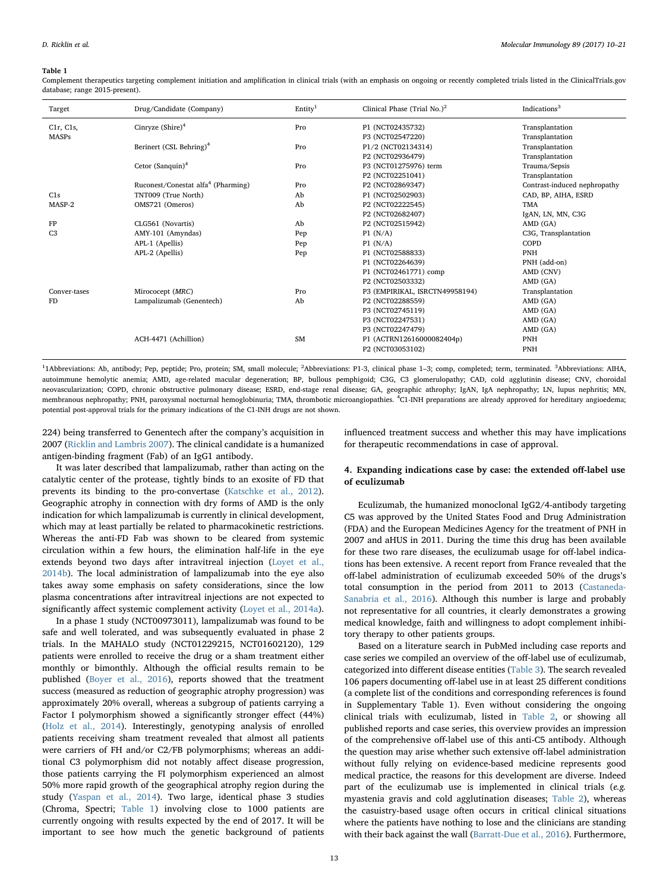**Table 1**

Complement therapeutics targeting complement initiation and amplification in clinical trials (with an emphasis on ongoing or recently completed trials listed in the ClinicalTrials.gov database; range 2015-present).

| Target | Drug/Candidate (Company) | Entity[1] | Clinical Phase (Trial No.)[2] | Indications[3] |
|---|---|---|---|---|
| C1r, C1s, MASPs | Cinryze (Shire)[4] | Pro | P1 (NCT02435732) | Transplantation |
| | | | P3 (NCT02547220) | Transplantation |
| | Berinert (CSL Behring)[4] | Pro | P1/2 (NCT02134314) | Transplantation |
| | | | P2 (NCT02936479) | Transplantation |
| | Cetor (Sanquin)[4] | Pro | P3 (NCT01275976) term | Trauma/Sepsis |
| | | | P2 (NCT02251041) | Transplantation |
| | Ruconest/Conestat alfa[4] (Pharming) | Pro | P2 (NCT02869347) | Contrast-induced nephropathy |
| C1s | TNT009 (True North) | Ab | P1 (NCT02502903) | CAD, BP, AIHA, ESRD |
| MASP-2 | OMS721 (Omeros) | Ab | P2 (NCT02222545) | TMA |
| | | | P2 (NCT02682407) | IgAN, LN, MN, C3G |
| FP | CLG561 (Novartis) | Ab | P2 (NCT02515942) | AMD (GA) |
| C3 | AMY-101 (Amyndas) | Pep | P1 (N/A) | C3G, Transplantation |
| | APL-1 (Apellis) | Pep | P1 (N/A) | COPD |
| | APL-2 (Apellis) | Pep | P1 (NCT02588833) | PNH |
| | | | P1 (NCT02264639) | PNH (add-on) |
| | | | P1 (NCT02461771) comp | AMD (CNV) |
| | | | P2 (NCT02503332) | AMD (GA) |
| Conver-tases | Mirococept (*MRC*) | Pro | P3 (EMPIRIKAL, ISRCTN49958194) | Transplantation |
| FD | Lampalizumab (Genentech) | Ab | P2 (NCT02288559) | AMD (GA) |
| | | | P3 (NCT02745119) | AMD (GA) |
| | | | P3 (NCT02247531) | AMD (GA) |
| | | | P3 (NCT02247479) | AMD (GA) |
| | ACH-4471 (Achillion) | SM | P1 (ACTRN12616000082404p) | PNH |
| | | | P2 (NCT03053102) | PNH |

[1]Abbreviations: Ab, antibody; Pep, peptide; Pro, protein; SM, small molecule; [2]Abbreviations: P1-3, clinical phase 1–3; comp, completed; term, terminated. [3]Abbreviations: AIHA, autoimmune hemolytic anemia; AMD, age-related macular degeneration; BP, bullous pemphigoid; C3G, C3 glomerulopathy; CAD, cold agglutinin disease; CNV, choroidal neovascularization; COPD, chronic obstructive pulmonary disease; ESRD, end-stage renal disease; GA, geographic athrophy; IgAN, IgA nephropathy; LN, lupus nephritis; MN, membranous nephropathy; PNH, paroxysmal nocturnal hemoglobinuria; TMA, thrombotic microangiopathies. [4]C1-INH preparations are already approved for hereditary angioedema; potential post-approval trials for the primary indications of the C1-INH drugs are not shown.

224) being transferred to Genentech after the company's acquisition in 2007 (Ricklin and Lambris 2007). The clinical candidate is a humanized antigen-binding fragment (Fab) of an IgG1 antibody.

It was later described that lampalizumab, rather than acting on the catalytic center of the protease, tightly binds to an exosite of FD that prevents its binding to the pro-convertase (Katschke et al., 2012). Geographic atrophy in connection with dry forms of AMD is the only indication for which lampalizumab is currently in clinical development, which may at least partially be related to pharmacokinetic restrictions. Whereas the anti-FD Fab was shown to be cleared from systemic circulation within a few hours, the elimination half-life in the eye extends beyond two days after intravitreal injection (Loyet et al., 2014b). The local administration of lampalizumab into the eye also takes away some emphasis on safety considerations, since the low plasma concentrations after intravitreal injections are not expected to significantly affect systemic complement activity (Loyet et al., 2014a).

In a phase 1 study (NCT00973011), lampalizumab was found to be safe and well tolerated, and was subsequently evaluated in phase 2 trials. In the MAHALO study (NCT01229215, NCT01602120), 129 patients were enrolled to receive the drug or a sham treatment either monthly or bimonthly. Although the official results remain to be published (Boyer et al., 2016), reports showed that the treatment success (measured as reduction of geographic atrophy progression) was approximately 20% overall, whereas a subgroup of patients carrying a Factor I polymorphism showed a significantly stronger effect (44%) (Holz et al., 2014). Interestingly, genotyping analysis of enrolled patients receiving sham treatment revealed that almost all patients were carriers of FH and/or C2/FB polymorphisms; whereas an additional C3 polymorphism did not notably affect disease progression, those patients carrying the FI polymorphism experienced an almost 50% more rapid growth of the geographical atrophy region during the study (Yaspan et al., 2014). Two large, identical phase 3 studies (Chroma, Spectri; Table 1) involving close to 1000 patients are currently ongoing with results expected by the end of 2017. It will be important to see how much the genetic background of patients influenced treatment success and whether this may have implications for therapeutic recommendations in case of approval.

## 4. Expanding indications case by case: the extended off-label use of eculizumab

Eculizumab, the humanized monoclonal IgG2/4-antibody targeting C5 was approved by the United States Food and Drug Administration (FDA) and the European Medicines Agency for the treatment of PNH in 2007 and aHUS in 2011. During the time this drug has been available for these two rare diseases, the eculizumab usage for off-label indications has been extensive. A recent report from France revealed that the off-label administration of eculizumab exceeded 50% of the drugs's total consumption in the period from 2011 to 2013 (Castaneda-Sanabria et al., 2016). Although this number is large and probably not representative for all countries, it clearly demonstrates a growing medical knowledge, faith and willingness to adopt complement inhibitory therapy to other patients groups.

Based on a literature search in PubMed including case reports and case series we compiled an overview of the off-label use of eculizumab, categorized into different disease entities (Table 3). The search revealed 106 papers documenting off-label use in at least 25 different conditions (a complete list of the conditions and corresponding references is found in Supplementary Table 1). Even without considering the ongoing clinical trials with eculizumab, listed in Table 2, or showing all published reports and case series, this overview provides an impression of the comprehensive off-label use of this anti-C5 antibody. Although the question may arise whether such extensive off-label administration without fully relying on evidence-based medicine represents good medical practice, the reasons for this development are diverse. Indeed part of the eculizumab use is implemented in clinical trials (*e.g.* myasthenia gravis and cold agglutination diseases; Table 2), whereas the casuistry-based usage often occurs in critical clinical situations where the patients have nothing to lose and the clinicians are standing with their back against the wall (Barratt-Due et al., 2016). Furthermore,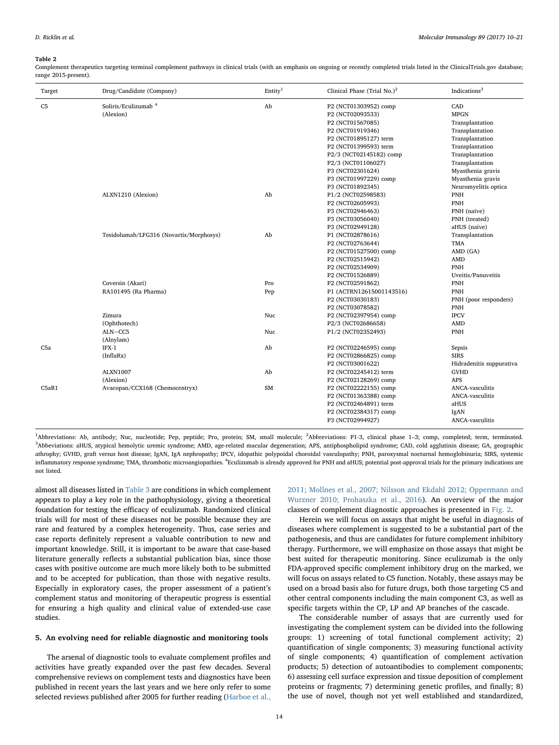**Table 2**

Complement therapeutics targeting terminal complement pathways in clinical trials (with an emphasis on ongoing or recently completed trials listed in the ClinicalTrials.gov database; range 2015-present).

| Target | Drug/Candidate (Company) | Entity[1] | Clinical Phase (Trial No.)[2] | Indications[3] |
|---|---|---|---|---|
| C5 | Soliris/Eculizumab [4] (Alexion) | Ab | P2 (NCT01303952) comp | CAD |
| | | | P2 (NCT02093533) | MPGN |
| | | | P2 (NCT01567085) | Transplantation |
| | | | P2 (NCT01919346) | Transplantation |
| | | | P2 (NCT01895127) term | Transplantation |
| | | | P2 (NCT01399593) term | Transplantation |
| | | | P2/3 (NCT02145182) comp | Transplantation |
| | | | P2/3 (NCT01106027) | Transplantation |
| | | | P3 (NCT02301624) | Myasthenia gravis |
| | | | P3 (NCT01997229) comp | Myasthenia gravis |
| | | | P3 (NCT01892345) | Neuromyelitis optica |
| | ALXN1210 (Alexion) | Ab | P1/2 (NCT02598583) | PNH |
| | | | P2 (NCT02605993) | PNH |
| | | | P3 (NCT02946463) | PNH (naïve) |
| | | | P3 (NCT03056040) | PNH (treated) |
| | | | P3 (NCT02949128) | aHUS (naïve) |
| | Tesidolumab/LFG316 (Novartis/Morphosys) | Ab | P1 (NCT02878616) | Transplantation |
| | | | P2 (NCT02763644) | TMA |
| | | | P2 (NCT01527500) comp | AMD (GA) |
| | | | P2 (NCT02515942) | AMD |
| | | | P2 (NCT02534909) | PNH |
| | | | P2 (NCT01526889) | Uveitis/Panuveitis |
| | Coversin (Akari) | Pro | P2 (NCT02591862) | PNH |
| | RA101495 (Ra Pharma) | Pep | P1 (ACTRN12615001143516) | PNH |
| | | | P2 (NCT03030183) | PNH (poor responders) |
| | | | P2 (NCT03078582) | PNH |
| | Zimura (Ophthotech) | Nuc | P2 (NCT02397954) comp | IPCV |
| | | | P2/3 (NCT02686658) | AMD |
| | ALN−CC5 (Alnylam) | Nuc | P1/2 (NCT02352493) | PNH |
| C5a | IFX-1 (InflaRx) | Ab | P2 (NCT02246595) comp | Sepsis |
| | | | P2 (NCT02866825) comp | SIRS |
| | | | P2 (NCT03001622) | Hidradenitis suppurativa |
| | ALXN1007 (Alexion) | Ab | P2 (NCT02245412) term | GVHD |
| | | | P2 (NCT02128269) comp | APS |
| C5aR1 | Avacopan/CCX168 (Chemocentryx) | SM | P2 (NCT02222155) comp | ANCA-vasculitis |
| | | | P2 (NCT01363388) comp | ANCA-vasculitis |
| | | | P2 (NCT02464891) term | aHUS |
| | | | P2 (NCT02384317) comp | IgAN |
| | | | P3 (NCT02994927) | ANCA-vasculitis |

[1]Abbreviations: Ab, antibody; Nuc, nucleotide; Pep, peptide; Pro, protein; SM, small molecule; [2]Abbreviations: P1-3, clinical phase 1–3; comp, completed; term, terminated. [3]Abbreviations: aHUS, atypical hemolytic uremic syndrome; AMD, age-related macular degeneration; APS, antiphospholipid syndrome; CAD, cold agglutinin disease; GA, geographic athrophy; GVHD, graft versus host disease; IgAN, IgA nephropathy; IPCV, idopathic polypoidal choroidal vasculopathy; PNH, paroxysmal nocturnal hemoglobinuria; SIRS, systemic inflammatory response syndrome; TMA, thrombotic microangiopathies. [4]Eculizumab is already approved for PNH and aHUS; potential post-approval trials for the primary indications are not listed.

almost all diseases listed in Table 3 are conditions in which complement appears to play a key role in the pathophysiology, giving a theoretical foundation for testing the efficacy of eculizumab. Randomized clinical trials will for most of these diseases not be possible because they are rare and featured by a complex heterogeneity. Thus, case series and case reports definitely represent a valuable contribution to new and important knowledge. Still, it is important to be aware that case-based literature generally reflects a substantial publication bias, since those cases with positive outcome are much more likely both to be submitted and to be accepted for publication, than those with negative results. Especially in exploratory cases, the proper assessment of a patient's complement status and monitoring of therapeutic progress is essential for ensuring a high quality and clinical value of extended-use case studies.

## 5. An evolving need for reliable diagnostic and monitoring tools

The arsenal of diagnostic tools to evaluate complement profiles and activities have greatly expanded over the past few decades. Several comprehensive reviews on complement tests and diagnostics have been published in recent years the last years and we here only refer to some selected reviews published after 2005 for further reading (Harboe et al., 2011; Mollnes et al., 2007; Nilsson and Ekdahl 2012; Oppermann and Wurzner 2010; Prohaszka et al., 2016). An overview of the major classes of complement diagnostic approaches is presented in Fig. 2.

Herein we will focus on assays that might be useful in diagnosis of diseases where complement is suggested to be a substantial part of the pathogenesis, and thus are candidates for future complement inhibitory therapy. Furthermore, we will emphasize on those assays that might be best suited for therapeutic monitoring. Since eculizumab is the only FDA-approved specific complement inhibitory drug on the marked, we will focus on assays related to C5 function. Notably, these assays may be used on a broad basis also for future drugs, both those targeting C5 and other central components including the main component C3, as well as specific targets within the CP, LP and AP branches of the cascade.

The considerable number of assays that are currently used for investigating the complement system can be divided into the following groups: 1) screening of total functional complement activity; 2) quantification of single components; 3) measuring functional activity of single components; 4) quantification of complement activation products; 5) detection of autoantibodies to complement components; 6) assessing cell surface expression and tissue deposition of complement proteins or fragments; 7) determining genetic profiles, and finally; 8) the use of novel, though not yet well established and standardized,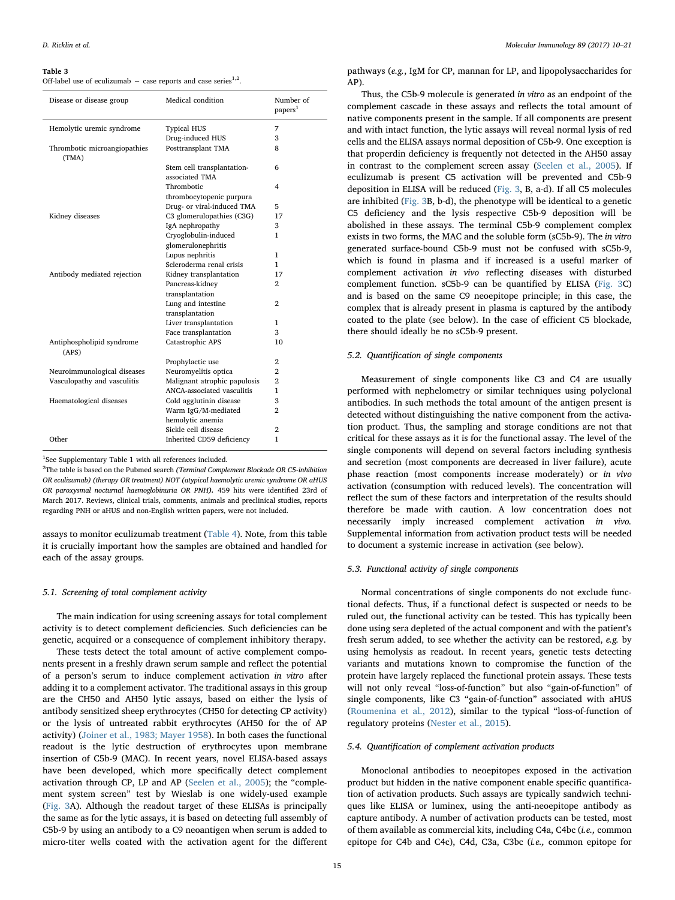**Table 3**
Off-label use of eculizumab – case reports and case series[1,2].

| Disease or disease group | Medical condition | Number of papers[1] |
|---|---|---|
| Hemolytic uremic syndrome | Typical HUS | 7 |
| | Drug-induced HUS | 3 |
| Thrombotic microangiopathies (TMA) | Posttransplant TMA | 8 |
| | Stem cell transplantation-associated TMA | 6 |
| | Thrombotic thrombocytopenic purpura | 4 |
| | Drug- or viral-induced TMA | 5 |
| Kidney diseases | C3 glomerulopathies (C3G) | 17 |
| | IgA nephropathy | 3 |
| | Cryoglobulin-induced glomerulonephritis | 1 |
| | Lupus nephritis | 1 |
| | Scleroderma renal crisis | 1 |
| Antibody mediated rejection | Kidney transplantation | 17 |
| | Pancreas-kidney transplantation | 2 |
| | Lung and intestine transplantation | 2 |
| | Liver transplantation | 1 |
| | Face transplantation | 3 |
| Antiphospholipid syndrome (APS) | Catastrophic APS | 10 |
| | Prophylactic use | 2 |
| Neuroimmunological diseases | Neuromyelitis optica | 2 |
| Vasculopathy and vasculitis | Malignant atrophic papulosis | 2 |
| | ANCA-associated vasculitis | 1 |
| Haematological diseases | Cold agglutinin disease | 3 |
| | Warm IgG/M-mediated hemolytic anemia | 2 |
| | Sickle cell disease | 2 |
| Other | Inherited CD59 deficiency | 1 |

[1]See Supplementary Table 1 with all references included.
[2]The table is based on the Pubmed search *(Terminal Complement Blockade OR C5-inhibition OR eculizumab) (therapy OR treatment) NOT (atypical haemolytic uremic syndrome OR aHUS OR paroxysmal nocturnal haemoglobinuria OR PNH)*. 459 hits were identified 23rd of March 2017. Reviews, clinical trials, comments, animals and preclinical studies, reports regarding PNH or aHUS and non-English written papers, were not included.

assays to monitor eculizumab treatment (Table 4). Note, from this table it is crucially important how the samples are obtained and handled for each of the assay groups.

### 5.1. Screening of total complement activity

The main indication for using screening assays for total complement activity is to detect complement deficiencies. Such deficiencies can be genetic, acquired or a consequence of complement inhibitory therapy.

These tests detect the total amount of active complement components present in a freshly drawn serum sample and reflect the potential of a person's serum to induce complement activation *in vitro* after adding it to a complement activator. The traditional assays in this group are the CH50 and AH50 lytic assays, based on either the lysis of antibody sensitized sheep erythrocytes (CH50 for detecting CP activity) or the lysis of untreated rabbit erythrocytes (AH50 for the of AP activity) (Joiner et al., 1983; Mayer 1958). In both cases the functional readout is the lytic destruction of erythrocytes upon membrane insertion of C5b-9 (MAC). In recent years, novel ELISA-based assays have been developed, which more specifically detect complement activation through CP, LP and AP (Seelen et al., 2005); the "complement screen screen" test by Wieslab is one widely-used example (Fig. 3A). Although the readout target of these ELISAs is principally the same as for the lytic assays, it is based on detecting full assembly of C5b-9 by using an antibody to a C9 neoantigen when serum is added to micro-titer wells coated with the activation agent for the different pathways (*e.g.*, IgM for CP, mannan for LP, and lipopolysaccharides for AP).

Thus, the C5b-9 molecule is generated *in vitro* as an endpoint of the complement cascade in these assays and reflects the total amount of native components present in the sample. If all components are present and with intact function, the lytic assays will reveal normal lysis of red cells and the ELISA assays normal deposition of C5b-9. One exception is that properdin deficiency is frequently not detected in the AH50 assay in contrast to the complement screen assay (Seelen et al., 2005). If eculizumab is present C5 activation will be prevented and C5b-9 deposition in ELISA will be reduced (Fig. 3, B, a-d). If all C5 molecules are inhibited (Fig. 3B, b-d), the phenotype will be identical to a genetic C5 deficiency and the lysis respective C5b-9 deposition will be abolished in these assays. The terminal C5b-9 complement complex exists in two forms, the MAC and the soluble form (sC5b-9). The *in vitro* generated surface-bound C5b-9 must not be confused with sC5b-9, which is found in plasma and if increased is a useful marker of complement activation *in vivo* reflecting diseases with disturbed complement function. sC5b-9 can be quantified by ELISA (Fig. 3C) and is based on the same C9 neoepitope principle; in this case, the complex that is already present in plasma is captured by the antibody coated to the plate (see below). In the case of efficient C5 blockade, there should ideally be no sC5b-9 present.

### 5.2. Quantification of single components

Measurement of single components like C3 and C4 are usually performed with nephelometry or similar techniques using polyclonal antibodies. In such methods the total amount of the antigen present is detected without distinguishing the native component from the activation product. Thus, the sampling and storage conditions are not that critical for these assays as it is for the functional assay. The level of the single components will depend on several factors including synthesis and secretion (most components are decreased in liver failure), acute phase reaction (most components increase moderately) or *in vivo* activation (consumption with reduced levels). The concentration will reflect the sum of these factors and interpretation of the results should therefore be made with caution. A low concentration does not necessarily imply increased complement activation *in vivo*. Supplemental information from activation product tests will be needed to document a systemic increase in activation (see below).

### 5.3. Functional activity of single components

Normal concentrations of single components do not exclude functional defects. Thus, if a functional defect is suspected or needs to be ruled out, the functional activity can be tested. This has typically been done using sera depleted of the actual component and with the patient's fresh serum added, to see whether the activity can be restored, *e.g.* by using hemolysis as readout. In recent years, genetic tests detecting variants and mutations known to compromise the function of the protein have largely replaced the functional protein assays. These tests will not only reveal "loss-of-function" but also "gain-of-function" of single components, like C3 "gain-of-function" associated with aHUS (Roumenina et al., 2012), similar to the typical "loss-of-function of regulatory proteins (Nester et al., 2015).

### 5.4. Quantification of complement activation products

Monoclonal antibodies to neoepitopes exposed in the activation product but hidden in the native component enable specific quantification of activation products. Such assays are typically sandwich techniques like ELISA or luminex, using the anti-neoepitope antibody as capture antibody. A number of activation products can be tested, most of them available as commercial kits, including C4a, C4bc (*i.e.,* common epitope for C4b and C4c), C4d, C3a, C3bc (*i.e.,* common epitope for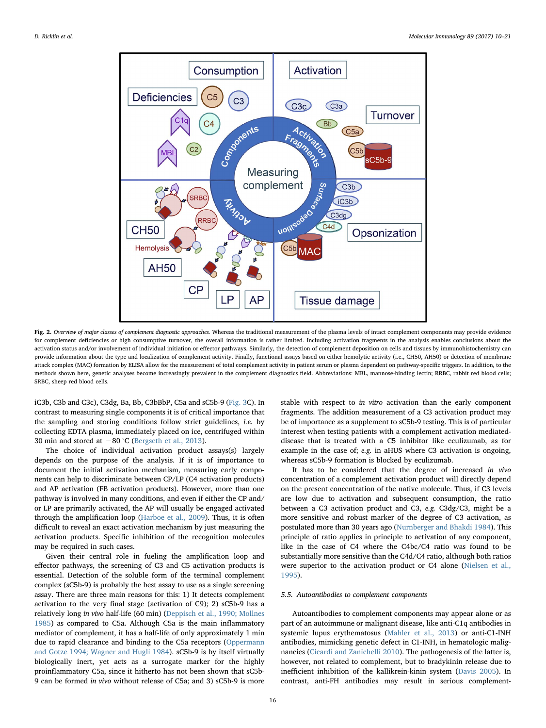Fig. 2. *Overview of major classes of complement diagnostic approaches.* Whereas the traditional measurement of the plasma levels of intact complement components may provide evidence for complement deficiencies or high consumptive turnover, the overall information is rather limited. Including activation fragments in the analysis enables conclusions about the activation status and/or involvement of individual initiation or effector pathways. Similarly, the detection of complement deposition on cells and tissues by immunohistochemistry can provide information about the type and localization of complement activity. Finally, functional assays based on either hemolytic activity (i.e., CH50, AH50) or detection of membrane attack complex (MAC) formation by ELISA allow for the measurement of total complement activity in patient serum or plasma dependent on pathway-specific triggers. In addition, to the methods shown here, genetic analyses become increasingly prevalent in the complement diagnostics field. Abbreviations: MBL, mannose-binding lectin; RRBC, rabbit red blood cells; SRBC, sheep red blood cells.

iC3b, C3b and C3c), C3dg, Ba, Bb, C3bBbP, C5a and sC5b-9 (Fig. 3C). In contrast to measuring single components it is of critical importance that the sampling and storing conditions follow strict guidelines, *i.e.* by collecting EDTA plasma, immediately placed on ice, centrifuged within 30 min and stored at −80 °C (Bergseth et al., 2013).

The choice of individual activation product assays(s) largely depends on the purpose of the analysis. If it is of importance to document the initial activation mechanism, measuring early components can help to discriminate between CP/LP (C4 activation products) and AP activation (FB activation products). However, more than one pathway is involved in many conditions, and even if either the CP and/or LP are primarily activated, the AP will usually be engaged activated through the amplification loop (Harboe et al., 2009). Thus, it is often difficult to reveal an exact activation mechanism by just measuring the activation products. Specific inhibition of the recognition molecules may be required in such cases.

Given their central role in fueling the amplification loop and effector pathways, the screening of C3 and C5 activation products is essential. Detection of the soluble form of the terminal complement complex (sC5b-9) is probably the best assay to use as a single screening assay. There are three main reasons for this: 1) It detects complement activation to the very final stage (activation of C9); 2) sC5b-9 has a relatively long *in vivo* half-life (60 min) (Deppisch et al., 1990; Mollnes 1985) as compared to C5a. Although C5a is the main inflammatory mediator of complement, it has a half-life of only approximately 1 min due to rapid clearance and binding to the C5a receptors (Oppermann and Gotze 1994; Wagner and Hugli 1984). sC5b-9 is by itself virtually biologically inert, yet acts as a surrogate marker for the highly proinflammatory C5a, since it hitherto has not been shown that sC5b-9 can be formed *in vivo* without release of C5a; and 3) sC5b-9 is more stable with respect to *in vitro* activation than the early component fragments. The addition measurement of a C3 activation product may be of importance as a supplement to sC5b-9 testing. This is of particular interest when testing patients with a complement activation mediated-disease that is treated with a C5 inhibitor like eculizumab, as for example in the case of; *e.g.* in aHUS where C3 activation is ongoing, whereas sC5b-9 formation is blocked by eculizumab.

It has to be considered that the degree of increased *in vivo* concentration of a complement activation product will directly depend on the present concentration of the native molecule. Thus, if C3 levels are low due to activation and subsequent consumption, the ratio between a C3 activation product and C3, *e.g.* C3dg/C3, might be a more sensitive and robust marker of the degree of C3 activation, as postulated more than 30 years ago (Nurnberger and Bhakdi 1984). This principle of ratio applies in principle to activation of any component, like in the case of C4 where the C4bc/C4 ratio was found to be substantially more sensitive than the C4d/C4 ratio, although both ratios were superior to the activation product or C4 alone (Nielsen et al., 1995).

### 5.5. Autoantibodies to complement components

Autoantibodies to complement components may appear alone or as part of an autoimmune or malignant disease, like anti-C1q antibodies in systemic lupus erythematosus (Mahler et al., 2013) or anti-C1-INH antibodies, mimicking genetic defect in C1-INH, in hematologic malignancies (Cicardi and Zanichelli 2010). The pathogenesis of the latter is, however, not related to complement, but to bradykinin release due to inefficient inhibition of the kallikrein-kinin system (Davis 2005). In contrast, anti-FH antibodies may result in serious complement-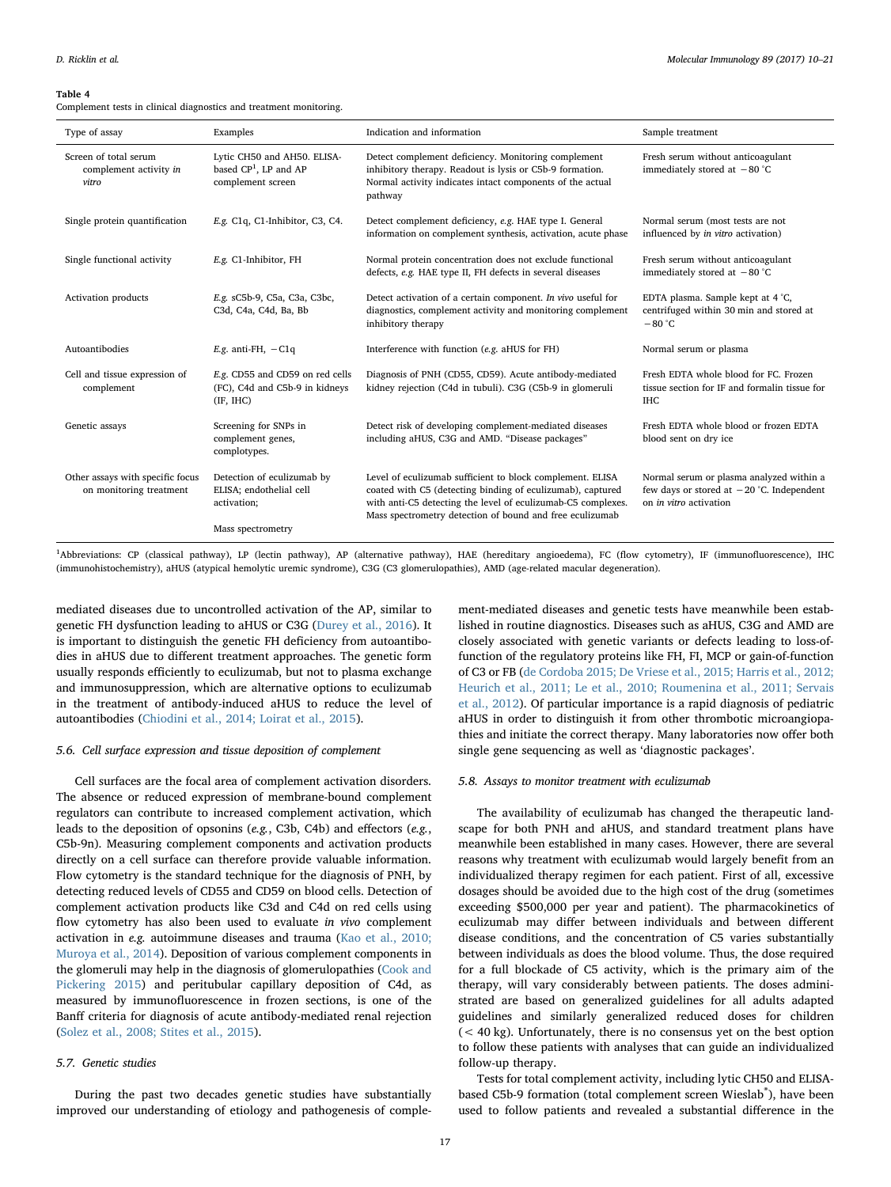**Table 4**
Complement tests in clinical diagnostics and treatment monitoring.

| Type of assay | Examples | Indication and information | Sample treatment |
|---|---|---|---|
| Screen of total serum complement activity *in vitro* | Lytic CH50 and AH50. ELISA-based CP[1], LP and AP complement screen | Detect complement deficiency. Monitoring complement inhibitory therapy. Readout is lysis or C5b-9 formation. Normal activity indicates intact components of the actual pathway | Fresh serum without anticoagulant immediately stored at −80 °C |
| Single protein quantification | *E.g.* C1q, C1-Inhibitor, C3, C4. | Detect complement deficiency, *e.g.* HAE type I. General information on complement synthesis, activation, acute phase | Normal serum (most tests are not influenced by *in vitro* activation) |
| Single functional activity | *E.g.* C1-Inhibitor, FH | Normal protein concentration does not exclude functional defects, *e.g.* HAE type II, FH defects in several diseases | Fresh serum without anticoagulant immediately stored at −80 °C |
| Activation products | *E.g.* sC5b-9, C5a, C3a, C3bc, C3d, C4a, C4d, Ba, Bb | Detect activation of a certain component. *In vivo* useful for diagnostics, complement activity and monitoring complement inhibitory therapy | EDTA plasma. Sample kept at 4 °C, centrifuged within 30 min and stored at −80 °C |
| Autoantibodies | *E.g.* anti-FH, −C1q | Interference with function (*e.g.* aHUS for FH) | Normal serum or plasma |
| Cell and tissue expression of complement | *E.g.* CD55 and CD59 on red cells (FC), C4d and C5b-9 in kidneys (IF, IHC) | Diagnosis of PNH (CD55, CD59). Acute antibody-mediated kidney rejection (C4d in tubuli). C3G (C5b-9 in glomeruli | Fresh EDTA whole blood for FC. Frozen tissue section for IF and formalin tissue for IHC |
| Genetic assays | Screening for SNPs in complement genes, complotypes. | Detect risk of developing complement-mediated diseases including aHUS, C3G and AMD. "Disease packages" | Fresh EDTA whole blood or frozen EDTA blood sent on dry ice |
| Other assays with specific focus on monitoring treatment | Detection of eculizumab by ELISA; endothelial cell activation;<br><br>Mass spectrometry | Level of eculizumab sufficient to block complement. ELISA coated with C5 (detecting binding of eculizumab), captured with anti-C5 detecting the level of eculizumab-C5 complexes. Mass spectrometry detection of bound and free eculizumab | Normal serum or plasma analyzed within a few days or stored at −20 °C. Independent on *in vitro* activation |

[1]Abbreviations: CP (classical pathway), LP (lectin pathway), AP (alternative pathway), HAE (hereditary angioedema), FC (flow cytometry), IF (immunofluorescence), IHC (immunohistochemistry), aHUS (atypical hemolytic uremic syndrome), C3G (C3 glomerulopathies), AMD (age-related macular degeneration).

mediated diseases due to uncontrolled activation of the AP, similar to genetic FH dysfunction leading to aHUS or C3G (Durey et al., 2016). It is important to distinguish the genetic FH deficiency from autoantibodies in aHUS due to different treatment approaches. The genetic form usually responds efficiently to eculizumab, but not to plasma exchange and immunosuppression, which are alternative options to eculizumab in the treatment of antibody-induced aHUS to reduce the level of autoantibodies (Chiodini et al., 2014; Loirat et al., 2015).

### 5.6. Cell surface expression and tissue deposition of complement

Cell surfaces are the focal area of complement activation disorders. The absence or reduced expression of membrane-bound complement regulators can contribute to increased complement activation, which leads to the deposition of opsonins (*e.g.*, C3b, C4b) and effectors (*e.g.*, C5b-9n). Measuring complement components and activation products directly on a cell surface can therefore provide valuable information. Flow cytometry is the standard technique for the diagnosis of PNH, by detecting reduced levels of CD55 and CD59 on blood cells. Detection of complement activation products like C3d and C4d on red cells using flow cytometry has also been used to evaluate *in vivo* complement activation in *e.g.* autoimmune diseases and trauma (Kao et al., 2010; Muroya et al., 2014). Deposition of various complement components in the glomeruli may help in the diagnosis of glomerulopathies (Cook and Pickering 2015) and peritubular capillary deposition of C4d, as measured by immunofluorescence in frozen sections, is one of the Banff criteria for diagnosis of acute antibody-mediated renal rejection (Solez et al., 2008; Stites et al., 2015).

### 5.7. Genetic studies

During the past two decades genetic studies have substantially improved our understanding of etiology and pathogenesis of complement-mediated diseases and genetic tests have meanwhile been established in routine diagnostics. Diseases such as aHUS, C3G and AMD are closely associated with genetic variants or defects leading to loss-of-function of the regulatory proteins like FH, FI, MCP or gain-of-function of C3 or FB (de Cordoba 2015; De Vriese et al., 2015; Harris et al., 2012; Heurich et al., 2011; Le et al., 2010; Roumenina et al., 2011; Servais et al., 2012). Of particular importance is a rapid diagnosis of pediatric aHUS in order to distinguish it from other thrombotic microangiopathies and initiate the correct therapy. Many laboratories now offer both single gene sequencing as well as 'diagnostic packages'.

### 5.8. Assays to monitor treatment with eculizumab

The availability of eculizumab has changed the therapeutic landscape for both PNH and aHUS, and standard treatment plans have meanwhile been established in many cases. However, there are several reasons why treatment with eculizumab would largely benefit from an individualized therapy regimen for each patient. First of all, excessive dosages should be avoided due to the high cost of the drug (sometimes exceeding $500,000 per year and patient). The pharmacokinetics of eculizumab may differ between individuals and between different disease conditions, and the concentration of C5 varies substantially between individuals as does the blood volume. Thus, the dose required for a full blockade of C5 activity, which is the primary aim of the therapy, will vary considerably between patients. The doses administrated are based on generalized guidelines for all adults adapted guidelines and similarly generalized reduced doses for children (< 40 kg). Unfortunately, there is no consensus yet on the best option to follow these patients with analyses that can guide an individualized follow-up therapy.

Tests for total complement activity, including lytic CH50 and ELISA-based C5b-9 formation (total complement screen Wieslab®), have been used to follow patients and revealed a substantial difference in the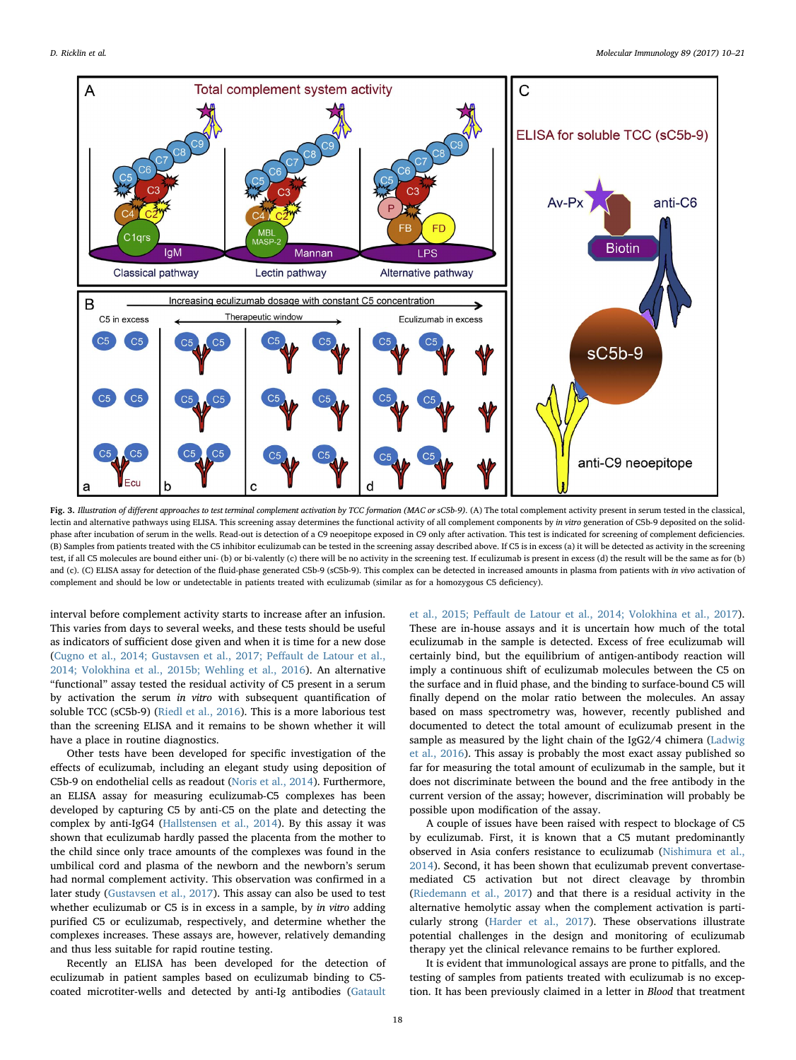**Fig. 3.** *Illustration of different approaches to test terminal complement activation by TCC formation (MAC or sC5b-9).* (A) The total complement activity present in serum tested in the classical, lectin and alternative pathways using ELISA. This screening assay determines the functional activity of all complement components by *in vitro* generation of C5b-9 deposited on the solid-phase after incubation of serum in the wells. Read-out is detection of a C9 neoepitope exposed in C9 only after activation. This test is indicated for screening of complement deficiencies. (B) Samples from patients treated with the C5 inhibitor eculizumab can be tested in the screening assay described above. If C5 is in excess (a) it will be detected as activity in the screening test, if all C5 molecules are bound either uni- (b) or bi-valently (c) there will be no activity in the screening test. If eculizumab is present in excess (d) the result will be the same as for (b) and (c). (C) ELISA assay for detection of the fluid-phase generated C5b-9 (sC5b-9). This complex can be detected in increased amounts in plasma from patients with *in vivo* activation of complement and should be low or undetectable in patients treated with eculizumab (similar as for a homozygous C5 deficiency).

interval before complement activity starts to increase after an infusion. This varies from days to several weeks, and these tests should be useful as indicators of sufficient dose given and when it is time for a new dose (Cugno et al., 2014; Gustavsen et al., 2017; Peffault de Latour et al., 2014; Volokhina et al., 2015b; Wehling et al., 2016). An alternative "functional" assay tested the residual activity of C5 present in a serum by activation the serum *in vitro* with subsequent quantification of soluble TCC (sC5b-9) (Riedl et al., 2016). This is a more laborious test than the screening ELISA and it remains to be shown whether it will have a place in routine diagnostics.

Other tests have been developed for specific investigation of the effects of eculizumab, including an elegant study using deposition of C5b-9 on endothelial cells as readout (Noris et al., 2014). Furthermore, an ELISA assay for measuring eculizumab-C5 complexes has been developed by capturing C5 by anti-C5 on the plate and detecting the complex by anti-IgG4 (Hallstensen et al., 2014). By this assay it was shown that eculizumab hardly passed the placenta from the mother to the child since only trace amounts of the complexes was found in the umbilical cord and plasma of the newborn and the newborn's serum had normal complement activity. This observation was confirmed in a later study (Gustavsen et al., 2017). This assay can also be used to test whether eculizumab or C5 is in excess in a sample, by *in vitro* adding purified C5 or eculizumab, respectively, and determine whether the complexes increases. These assays are, however, relatively demanding and thus less suitable for rapid routine testing.

Recently an ELISA has been developed for the detection of eculizumab in patient samples based on eculizumab binding to C5-coated microtiter-wells and detected by anti-Ig antibodies (Gatault et al., 2015; Peffault de Latour et al., 2014; Volokhina et al., 2017). These are in-house assays and it is uncertain how much of the total eculizumab in the sample is detected. Excess of free eculizumab will certainly bind, but the equilibrium of antigen-antibody reaction will imply a continuous shift of eculizumab molecules between the C5 on the surface and in fluid phase, and the binding to surface-bound C5 will finally depend on the molar ratio between the molecules. An assay based on mass spectrometry was, however, recently published and documented to detect the total amount of eculizumab present in the sample as measured by the light chain of the IgG2/4 chimera (Ladwig et al., 2016). This assay is probably the most exact assay published so far for measuring the total amount of eculizumab in the sample, but it does not discriminate between the bound and the free antibody in the current version of the assay; however, discrimination will probably be possible upon modification of the assay.

A couple of issues have been raised with respect to blockage of C5 by eculizumab. First, it is known that a C5 mutant predominantly observed in Asia confers resistance to eculizumab (Nishimura et al., 2014). Second, it has been shown that eculizumab prevent convertase-mediated C5 activation but not direct cleavage by thrombin (Riedemann et al., 2017) and that there is a residual activity in the alternative hemolytic assay when the complement activation is particularly strong (Harder et al., 2017). These observations illustrate potential challenges in the design and monitoring of eculizumab therapy yet the clinical relevance remains to be further explored.

It is evident that immunological assays are prone to pitfalls, and the testing of samples from patients treated with eculizumab is no exception. It has been previously claimed in a letter in *Blood* that treatment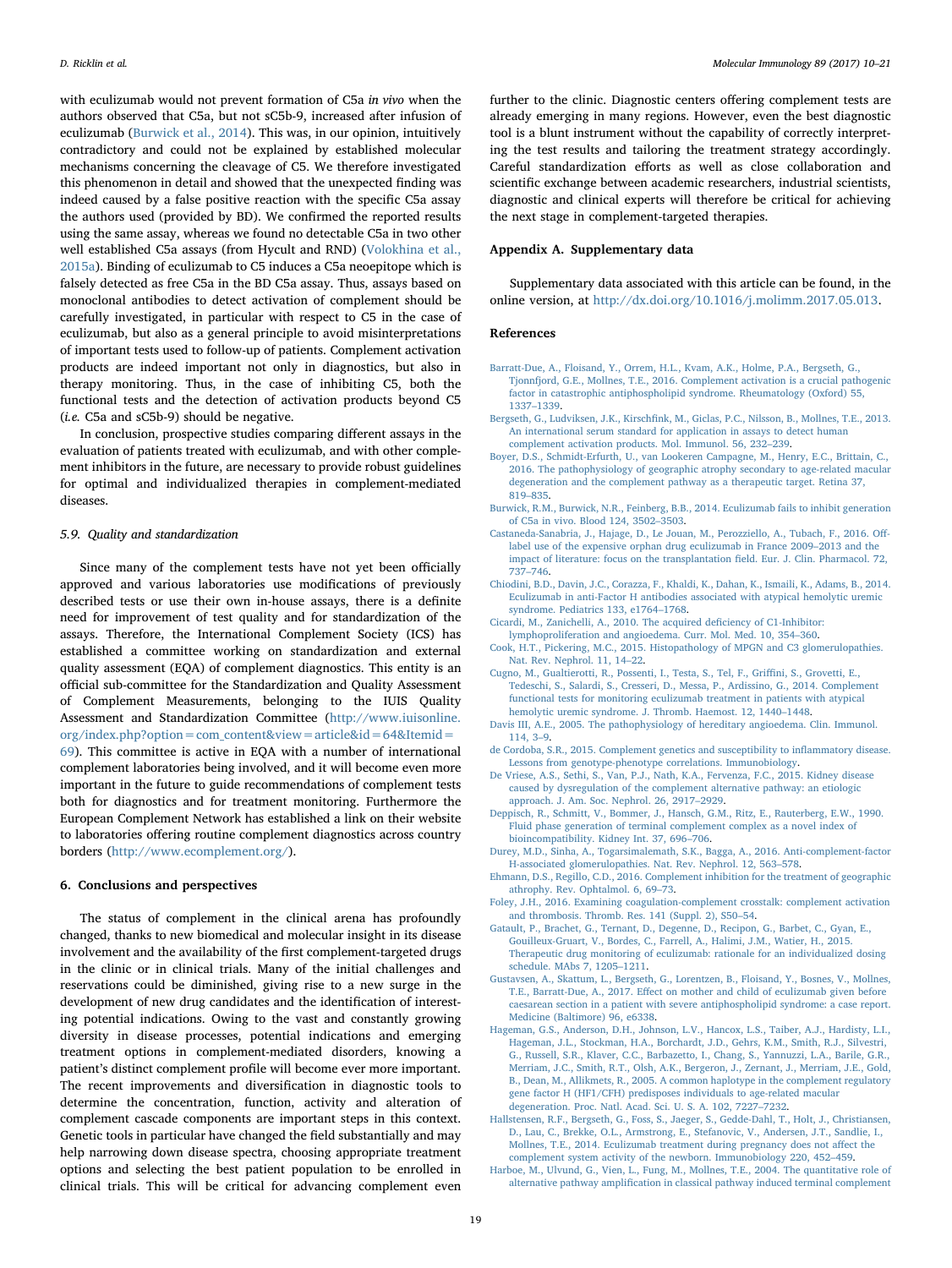with eculizumab would not prevent formation of C5a *in vivo* when the authors observed that C5a, but not sC5b-9, increased after infusion of eculizumab (Burwick et al., 2014). This was, in our opinion, intuitively contradictory and could not be explained by established molecular mechanisms concerning the cleavage of C5. We therefore investigated this phenomenon in detail and showed that the unexpected finding was indeed caused by a false positive reaction with the specific C5a assay the authors used (provided by BD). We confirmed the reported results using the same assay, whereas we found no detectable C5a in two other well established C5a assays (from Hycult and RND) (Volokhina et al., 2015a). Binding of eculizumab to C5 induces a C5a neoepitope which is falsely detected as free C5a in the BD C5a assay. Thus, assays based on monoclonal antibodies to detect activation of complement should be carefully investigated, in particular with respect to C5 in the case of eculizumab, but also as a general principle to avoid misinterpretations of important tests used to follow-up of patients. Complement activation products are indeed important not only in diagnostics, but also in therapy monitoring. Thus, in the case of inhibiting C5, both the functional tests and the detection of activation products beyond C5 (*i.e.* C5a and sC5b-9) should be negative.

In conclusion, prospective studies comparing different assays in the evaluation of patients treated with eculizumab, and with other complement inhibitors in the future, are necessary to provide robust guidelines for optimal and individualized therapies in complement-mediated diseases.

### 5.9. Quality and standardization

Since many of the complement tests have not yet been officially approved and various laboratories use modifications of previously described tests or use their own in-house assays, there is a definite need for improvement of test quality and for standardization of the assays. Therefore, the International Complement Society (ICS) has established a committee working on standardization and external quality assessment (EQA) of complement diagnostics. This entity is an official sub-committee for the Standardization and Quality Assessment of Complement Measurements, belonging to the IUIS Quality Assessment and Standardization Committee (http://www.iuisonline.org/index.php?option=com_content&view=article&id=64&Itemid=69). This committee is active in EQA with a number of international complement laboratories being involved, and it will become even more important in the future to guide recommendations of complement tests both for diagnostics and for treatment monitoring. Furthermore the European Complement Network has established a link on their website to laboratories offering routine complement diagnostics across country borders (http://www.ecomplement.org/).

## 6. Conclusions and perspectives

The status of complement in the clinical arena has profoundly changed, thanks to new biomedical and molecular insight in its disease involvement and the availability of the first complement-targeted drugs in the clinic or in clinical trials. Many of the initial challenges and reservations could be diminished, giving rise to a new surge in the development of new drug candidates and the identification of interesting potential indications. Owing to the vast and constantly growing diversity in disease processes, potential indications and emerging treatment options in complement-mediated disorders, knowing a patient's distinct complement profile will become ever more important. The recent improvements and diversification in diagnostic tools to determine the concentration, function, activity and alteration of complement cascade components are important steps in this context. Genetic tools in particular have changed the field substantially and may help narrowing down disease spectra, choosing appropriate treatment options and selecting the best patient population to be enrolled in clinical trials. This will be critical for advancing complement even further to the clinic. Diagnostic centers offering complement tests are already emerging in many regions. However, even the best diagnostic tool is a blunt instrument without the capability of correctly interpreting the test results and tailoring the treatment strategy accordingly. Careful standardization efforts as well as close collaboration and scientific exchange between academic researchers, industrial scientists, diagnostic and clinical experts will therefore be critical for achieving the next stage in complement-targeted therapies.

## Appendix A. Supplementary data

Supplementary data associated with this article can be found, in the online version, at http://dx.doi.org/10.1016/j.molimm.2017.05.013.

## References

Barratt-Due, A., Floisand, Y., Orrem, H.L., Kvam, A.K., Holme, P.A., Bergseth, G., Tjonnfjord, G.E., Mollnes, T.E., 2016. Complement activation is a crucial pathogenic factor in catastrophic antiphospholipid syndrome. Rheumatology (Oxford) 55, 1337–1339.

Bergseth, G., Ludviksen, J.K., Kirschfink, M., Giclas, P.C., Nilsson, B., Mollnes, T.E., 2013. An international serum standard for application in assays to detect human complement activation products. Mol. Immunol. 56, 232–239.

Boyer, D.S., Schmidt-Erfurth, U., van Lookeren Campagne, M., Henry, E.C., Brittain, C., 2016. The pathophysiology of geographic atrophy secondary to age-related macular degeneration and the complement pathway as a therapeutic target. Retina 37, 819–835.

Burwick, R.M., Burwick, N.R., Feinberg, B.B., 2014. Eculizumab fails to inhibit generation of C5a in vivo. Blood 124, 3502–3503.

Castaneda-Sanabria, J., Hajage, D., Le Jouan, M., Perozziello, A., Tubach, F., 2016. Off-label use of the expensive orphan drug eculizumab in France 2009–2013 and the impact of literature: focus on the transplantation field. Eur. J. Clin. Pharmacol. 72, 737–746.

Chiodini, B.D., Davin, J.C., Corazza, F., Khaldi, K., Dahan, K., Ismaili, K., Adams, B., 2014. Eculizumab in anti-Factor H antibodies associated with atypical hemolytic uremic syndrome. Pediatrics 133, e1764–1768.

Cicardi, M., Zanichelli, A., 2010. The acquired deficiency of C1-Inhibitor: lymphoproliferation and angioedema. Curr. Mol. Med. 10, 354–360.

Cook, H.T., Pickering, M.C., 2015. Histopathology of MPGN and C3 glomerulopathies. Nat. Rev. Nephrol. 11, 14–22.

Cugno, M., Gualtierotti, R., Possenti, I., Testa, S., Tel, F., Griffini, S., Grovetti, E., Tedeschi, S., Salardi, S., Cresseri, D., Messa, P., Ardissino, G., 2014. Complement functional tests for monitoring eculizumab treatment in patients with atypical hemolytic uremic syndrome. J. Thromb. Haemost. 12, 1440–1448.

Davis III, A.E., 2005. The pathophysiology of hereditary angioedema. Clin. Immunol. 114, 3–9.

de Cordoba, S.R., 2015. Complement genetics and susceptibility to inflammatory disease. Lessons from genotype-phenotype correlations. Immunobiology.

De Vriese, A.S., Sethi, S., Van, P.J., Nath, K.A., Fervenza, F.C., 2015. Kidney disease caused by dysregulation of the complement alternative pathway: an etiologic approach. J. Am. Soc. Nephrol. 26, 2917–2929.

Deppisch, R., Schmitt, V., Bommer, J., Hansch, G.M., Ritz, E., Rauterberg, E.W., 1990. Fluid phase generation of terminal complement complex as a novel index of bioincompatibility. Kidney Int. 37, 696–706.

Durey, M.D., Sinha, A., Togarsimalemath, S.K., Bagga, A., 2016. Anti-complement-factor H-associated glomerulopathies. Nat. Rev. Nephrol. 12, 563–578.

Ehmann, D.S., Regillo, C.D., 2016. Complement inhibition for the treatment of geographic athrophy. Rev. Ophtalmol. 6, 69–73.

Foley, J.H., 2016. Examining coagulation-complement crosstalk: complement activation and thrombosis. Thromb. Res. 141 (Suppl. 2), S50–54.

Gatault, P., Brachet, G., Ternant, D., Degenne, D., Recipon, G., Barbet, C., Gyan, E., Gouilleux-Gruart, V., Bordes, C., Farrell, A., Halimi, J.M., Watier, H., 2015. Therapeutic drug monitoring of eculizumab: rationale for an individualized dosing schedule. MAbs 7, 1205–1211.

Gustavsen, A., Skattum, L., Bergseth, G., Lorentzen, B., Floisand, Y., Bosnes, V., Mollnes, T.E., Barratt-Due, A., 2017. Effect on mother and child of eculizumab given before caesarean section in a patient with severe antiphospholipid syndrome: a case report. Medicine (Baltimore) 96, e6338.

Hageman, G.S., Anderson, D.H., Johnson, L.V., Hancox, L.S., Taiber, A.J., Hardisty, L.I., Hageman, J.L., Stockman, H.A., Borchardt, J.D., Gehrs, K.M., Smith, R.J., Silvestri, G., Russell, S.R., Klaver, C.C., Barbazetto, I., Chang, S., Yannuzzi, L.A., Barile, G.R., Merriam, J.C., Smith, R.T., Olsh, A.K., Bergeron, J., Zernant, J., Merriam, J.E., Gold, B., Dean, M., Allikmets, R., 2005. A common haplotype in the complement regulatory gene factor H (HF1/CFH) predisposes individuals to age-related macular degeneration. Proc. Natl. Acad. Sci. U. S. A. 102, 7227–7232.

Hallstensen, R.F., Bergseth, G., Foss, S., Jaeger, S., Gedde-Dahl, T., Holt, J., Christiansen, D., Lau, C., Brekke, O.L., Armstrong, E., Stefanovic, V., Andersen, J.T., Sandlie, I., Mollnes, T.E., 2014. Eculizumab treatment during pregnancy does not affect the complement system activity of the newborn. Immunobiology 220, 452–459.

Harboe, M., Ulvund, G., Vien, L., Fung, M., Mollnes, T.E., 2004. The quantitative role of alternative pathway amplification in classical pathway induced terminal complement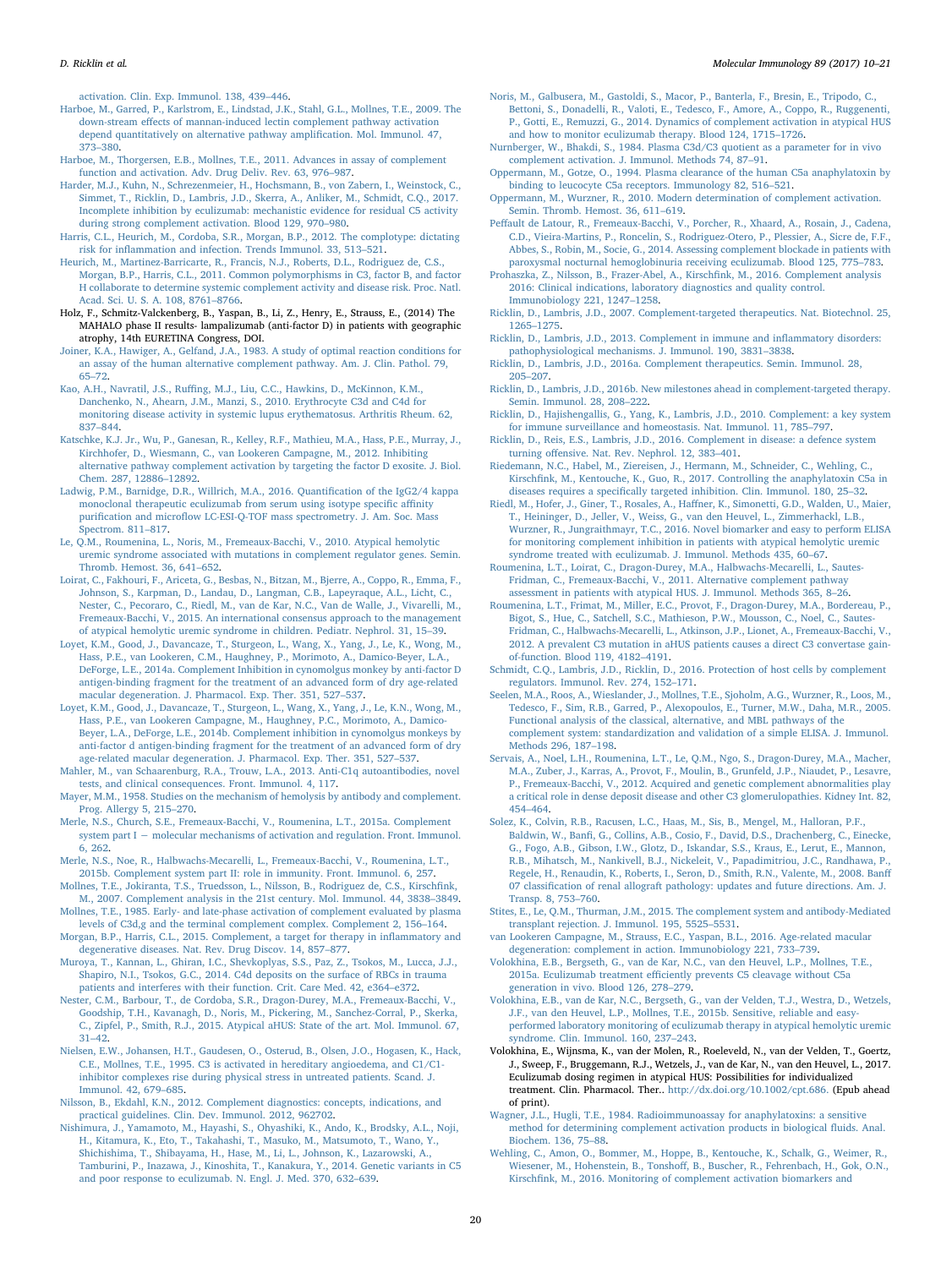activation. Clin. Exp. Immunol. 138, 439–446.

Harboe, M., Garred, P., Karlstrom, E., Lindstad, J.K., Stahl, G.L., Mollnes, T.E., 2009. The down-stream effects of mannan-induced lectin complement pathway activation depend quantitatively on alternative pathway amplification. Mol. Immunol. 47, 373–380.

Harboe, M., Thorgersen, E.B., Mollnes, T.E., 2011. Advances in assay of complement function and activation. Adv. Drug Deliv. Rev. 63, 976–987.

Harder, M.J., Kuhn, N., Schrezenmeier, H., Hochsmann, B., von Zabern, I., Weinstock, C., Simmet, T., Ricklin, D., Lambris, J.D., Skerra, A., Anliker, M., Schmidt, C.Q., 2017. Incomplete inhibition by eculizumab: mechanistic evidence for residual C5 activity during strong complement activation. Blood 129, 970–980.

Harris, C.L., Heurich, M., Cordoba, S.R., Morgan, B.P., 2012. The complotype: dictating risk for inflammation and infection. Trends Immunol. 33, 513–521.

Heurich, M., Martinez-Barricarte, R., Francis, N.J., Roberts, D.L., Rodriguez de, C.S., Morgan, B.P., Harris, C.L., 2011. Common polymorphisms in C3, factor B, and factor H collaborate to determine systemic complement activity and disease risk. Proc. Natl. Acad. Sci. U. S. A. 108, 8761–8766.

Holz, F., Schmitz-Valckenberg, B., Yaspan, B., Li, Z., Henry, E., Strauss, E., (2014) The MAHALO phase II results- lampalizumab (anti-factor D) in patients with geographic atrophy, 14th EURETINA Congress, DOI.

Joiner, K.A., Hawiger, A., Gelfand, J.A., 1983. A study of optimal reaction conditions for an assay of the human alternative complement pathway. Am. J. Clin. Pathol. 79, 65–72.

Kao, A.H., Navratil, J.S., Ruffing, M.J., Liu, C.C., Hawkins, D., McKinnon, K.M., Danchenko, N., Ahearn, J.M., Manzi, S., 2010. Erythrocyte C3d and C4d for monitoring disease activity in systemic lupus erythematosus. Arthritis Rheum. 62, 837–844.

Katschke, K.J. Jr., Wu, P., Ganesan, R., Kelley, R.F., Mathieu, M.A., Hass, P.E., Murray, J., Kirchhofer, D., Wiesmann, C., van Lookeren Campagne, M., 2012. Inhibiting alternative pathway complement activation by targeting the factor D exosite. J. Biol. Chem. 287, 12886–12892.

Ladwig, P.M., Barnidge, D.R., Willrich, M.A., 2016. Quantification of the IgG2/4 kappa monoclonal therapeutic eculizumab from serum using isotype specific affinity purification and microflow LC-ESI-Q-TOF mass spectrometry. J. Am. Soc. Mass Spectrom. 811–817.

Le, Q.M., Roumenina, L., Noris, M., Fremeaux-Bacchi, V., 2010. Atypical hemolytic uremic syndrome associated with mutations in complement regulator genes. Semin. Thromb. Hemost. 36, 641–652.

Loirat, C., Fakhouri, F., Ariceta, G., Besbas, N., Bitzan, M., Bjerre, A., Coppo, R., Emma, F., Johnson, S., Karpman, D., Landau, D., Langman, C.B., Lapeyraque, A.L., Licht, C., Nester, C., Pecoraro, C., Riedl, M., van de Kar, N.C., Van de Walle, J., Vivarelli, M., Fremeaux-Bacchi, V., 2015. An international consensus approach to the management of atypical hemolytic uremic syndrome in children. Pediatr. Nephrol. 31, 15–39.

Loyet, K.M., Good, J., Davancaze, T., Sturgeon, L., Wang, X., Yang, J., Le, K., Wong, M., Hass, P.E., van Lookeren, C.M., Haughney, P., Morimoto, A., Damico-Beyer, L.A., DeForge, L.E., 2014a. Complement Inhibition in cynomolgus monkey by anti-factor D antigen-binding fragment for the treatment of an advanced form of dry age-related macular degeneration. J. Pharmacol. Exp. Ther. 351, 527–537.

Loyet, K.M., Good, J., Davancaze, T., Sturgeon, L., Wang, X., Yang, J., Le, K.N., Wong, M., Hass, P.E., van Lookeren Campagne, M., Haughney, P.C., Morimoto, A., Damico-Beyer, L.A., DeForge, L.E., 2014b. Complement inhibition in cynomolgus monkeys by anti-factor d antigen-binding fragment for the treatment of an advanced form of dry age-related macular degeneration. J. Pharmacol. Exp. Ther. 351, 527–537.

Mahler, M., van Schaarenburg, R.A., Trouw, L.A., 2013. Anti-C1q autoantibodies, novel tests, and clinical consequences. Front. Immunol. 4, 117.

Mayer, M.M., 1958. Studies on the mechanism of hemolysis by antibody and complement. Prog. Allergy 5, 215–270.

Merle, N.S., Church, S.E., Fremeaux-Bacchi, V., Roumenina, L.T., 2015a. Complement system part I − molecular mechanisms of activation and regulation. Front. Immunol. 6, 262.

Merle, N.S., Noe, R., Halbwachs-Mecarelli, L., Fremeaux-Bacchi, V., Roumenina, L.T., 2015b. Complement system part II: role in immunity. Front. Immunol. 6, 257.

Mollnes, T.E., Jokiranta, T.S., Truedsson, L., Nilsson, B., Rodriguez de, C.S., Kirschfink, M., 2007. Complement analysis in the 21st century. Mol. Immunol. 44, 3838–3849.

Mollnes, T.E., 1985. Early- and late-phase activation of complement evaluated by plasma levels of C3d,g and the terminal complement complex. Complement 2, 156–164.

Morgan, B.P., Harris, C.L., 2015. Complement, a target for therapy in inflammatory and degenerative diseases. Nat. Rev. Drug Discov. 14, 857–877.

Muroya, T., Kannan, L., Ghiran, I.C., Shevkoplyas, S.S., Paz, Z., Tsokos, M., Lucca, J.J., Shapiro, N.I., Tsokos, G.C., 2014. C4d deposits on the surface of RBCs in trauma patients and interferes with their function. Crit. Care Med. 42, e364–e372.

Nester, C.M., Barbour, T., de Cordoba, S.R., Dragon-Durey, M.A., Fremeaux-Bacchi, V., Goodship, T.H., Kavanagh, D., Noris, M., Pickering, M., Sanchez-Corral, P., Skerka, C., Zipfel, P., Smith, R.J., 2015. Atypical aHUS: State of the art. Mol. Immunol. 67, 31–42.

Nielsen, E.W., Johansen, H.T., Gaudesen, O., Osterud, B., Olsen, J.O., Hogasen, K., Hack, C.E., Mollnes, T.E., 1995. C3 is activated in hereditary angioedema, and C1/C1-inhibitor complexes rise during physical stress in untreated patients. Scand. J. Immunol. 42, 679–685.

Nilsson, B., Ekdahl, K.N., 2012. Complement diagnostics: concepts, indications, and practical guidelines. Clin. Dev. Immunol. 2012, 962702.

Nishimura, J., Yamamoto, M., Hayashi, S., Ohyashiki, K., Ando, K., Brodsky, A.L., Noji, H., Kitamura, K., Eto, T., Takahashi, T., Masuko, M., Matsumoto, T., Wano, Y., Shichishima, T., Shibayama, H., Hase, M., Li, L., Johnson, K., Lazarowski, A., Tamburini, P., Inazawa, J., Kinoshita, T., Kanakura, Y., 2014. Genetic variants in C5 and poor response to eculizumab. N. Engl. J. Med. 370, 632–639.

Noris, M., Galbusera, M., Gastoldi, S., Macor, P., Banterla, F., Bresin, E., Tripodo, C., Bettoni, S., Donadelli, R., Valoti, E., Tedesco, F., Amore, A., Coppo, R., Ruggenenti, P., Gotti, E., Remuzzi, G., 2014. Dynamics of complement activation in atypical HUS and how to monitor eculizumab therapy. Blood 124, 1715–1726.

Nurnberger, W., Bhakdi, S., 1984. Plasma C3d/C3 quotient as a parameter for in vivo complement activation. J. Immunol. Methods 74, 87–91.

Oppermann, M., Gotze, O., 1994. Plasma clearance of the human C5a anaphylatoxin by binding to leucocyte C5a receptors. Immunology 82, 516–521.

Oppermann, M., Wurzner, R., 2010. Modern determination of complement activation. Semin. Thromb. Hemost. 36, 611–619.

Peffault de Latour, R., Fremeaux-Bacchi, V., Porcher, R., Xhaard, A., Rosain, J., Cadena, C.D., Vieira-Martins, P., Roncelin, S., Rodriguez-Otero, P., Plessier, A., Sicre de, F.F., Abbes, S., Robin, M., Socie, G., 2014. Assessing complement blockade in patients with paroxysmal nocturnal hemoglobinuria receiving eculizumab. Blood 125, 775–783.

Prohaszka, Z., Nilsson, B., Frazer-Abel, A., Kirschfink, M., 2016. Complement analysis 2016: Clinical indications, laboratory diagnostics and quality control. Immunobiology 221, 1247–1258.

Ricklin, D., Lambris, J.D., 2007. Complement-targeted therapeutics. Nat. Biotechnol. 25, 1265–1275.

Ricklin, D., Lambris, J.D., 2013. Complement in immune and inflammatory disorders: pathophysiological mechanisms. J. Immunol. 190, 3831–3838.

Ricklin, D., Lambris, J.D., 2016a. Complement therapeutics. Semin. Immunol. 28, 205–207.

Ricklin, D., Lambris, J.D., 2016b. New milestones ahead in complement-targeted therapy. Semin. Immunol. 28, 208–222.

Ricklin, D., Hajishengallis, G., Yang, K., Lambris, J.D., 2010. Complement: a key system for immune surveillance and homeostasis. Nat. Immunol. 11, 785–797.

Ricklin, D., Reis, E.S., Lambris, J.D., 2016. Complement in disease: a defence system turning offensive. Nat. Rev. Nephrol. 12, 383–401.

Riedemann, N.C., Habel, M., Ziereisen, J., Hermann, M., Schneider, C., Wehling, C., Kirschfink, M., Kentouche, K., Guo, R., 2017. Controlling the anaphylatoxin C5a in diseases requires a specifically targeted inhibition. Clin. Immunol. 180, 25–32.

Riedl, M., Hofer, J., Giner, T., Rosales, A., Haffner, K., Simonetti, G.D., Walden, U., Maier, T., Heininger, D., Jeller, V., Weiss, G., van den Heuvel, L., Zimmerhackl, L.B., Wurzner, R., Jungraithmayr, T.C., 2016. Novel biomarker and easy to perform ELISA for monitoring complement inhibition in patients with atypical hemolytic uremic syndrome treated with eculizumab. J. Immunol. Methods 435, 60–67.

Roumenina, L.T., Loirat, C., Dragon-Durey, M.A., Halbwachs-Mecarelli, L., Sautes-Fridman, C., Fremeaux-Bacchi, V., 2011. Alternative complement pathway assessment in patients with atypical HUS. J. Immunol. Methods 365, 8–26.

Roumenina, L.T., Frimat, M., Miller, E.C., Provot, F., Dragon-Durey, M.A., Bordereau, P., Bigot, S., Hue, C., Satchell, S.C., Mathieson, P.W., Mousson, C., Noel, C., Sautes-Fridman, C., Halbwachs-Mecarelli, L., Atkinson, J.P., Lionet, A., Fremeaux-Bacchi, V., 2012. A prevalent C3 mutation in aHUS patients causes a direct C3 convertase gain-of-function. Blood 119, 4182–4191.

Schmidt, C.Q., Lambris, J.D., Ricklin, D., 2016. Protection of host cells by complement regulators. Immunol. Rev. 274, 152–171.

Seelen, M.A., Roos, A., Wieslander, J., Mollnes, T.E., Sjoholm, A.G., Wurzner, R., Loos, M., Tedesco, F., Sim, R.B., Garred, P., Alexopoulos, E., Turner, M.W., Daha, M.R., 2005. Functional analysis of the classical, alternative, and MBL pathways of the complement system: standardization and validation of a simple ELISA. J. Immunol. Methods 296, 187–198.

Servais, A., Noel, L.H., Roumenina, L.T., Le, Q.M., Ngo, S., Dragon-Durey, M.A., Macher, M.A., Zuber, J., Karras, A., Provot, F., Moulin, B., Grunfeld, J.P., Niaudet, P., Lesavre, P., Fremeaux-Bacchi, V., 2012. Acquired and genetic complement abnormalities play a critical role in dense deposit disease and other C3 glomerulopathies. Kidney Int. 82, 454–464.

Solez, K., Colvin, R.B., Racusen, L.C., Haas, M., Sis, B., Mengel, M., Halloran, P.F., Baldwin, W., Banfi, G., Collins, A.B., Cosio, F., David, D.S., Drachenberg, C., Einecke, G., Fogo, A.B., Gibson, I.W., Glotz, D., Iskandar, S.S., Kraus, E., Lerut, E., Mannon, R.B., Mihatsch, M., Nankivell, B.J., Nickeleit, V., Papadimitriou, J.C., Randhawa, P., Regele, H., Renaudin, K., Roberts, I., Seron, D., Smith, R.N., Valente, M., 2008. Banff 07 classification of renal allograft pathology: updates and future directions. Am. J. Transp. 8, 753–760.

Stites, E., Le, Q.M., Thurman, J.M., 2015. The complement system and antibody-Mediated transplant rejection. J. Immunol. 195, 5525–5531.

van Lookeren Campagne, M., Strauss, E.C., Yaspan, B.L., 2016. Age-related macular degeneration: complement in action. Immunobiology 221, 733–739.

Volokhina, E.B., Bergseth, G., van de Kar, N.C., van den Heuvel, L.P., Mollnes, T.E., 2015a. Eculizumab treatment efficiently prevents C5 cleavage without C5a generation in vivo. Blood 126, 278–279.

Volokhina, E.B., van de Kar, N.C., Bergseth, G., van der Velden, T.J., Westra, D., Wetzels, J.F., van den Heuvel, L.P., Mollnes, T.E., 2015b. Sensitive, reliable and easy-performed laboratory monitoring of eculizumab therapy in atypical hemolytic uremic syndrome. Clin. Immunol. 160, 237–243.

Volokhina, E.B., Wijnsma, K., van der Molen, R., Roeleveld, N., van der Velden, T., Goertz, J., Sweep, F., Bruggemann, R.J., Wetzels, J., van de Kar, N., van den Heuvel, L., 2017. Eculizumab dosing regimen in atypical HUS: Possibilities for individualized treatment. Clin. Pharmacol. Ther.. http://dx.doi.org/10.1002/cpt.686. (Epub ahead of print).

Wagner, J.L., Hugli, T.E., 1984. Radioimmunoassay for anaphylatoxins: a sensitive method for determining complement activation products in biological fluids. Anal. Biochem. 136, 75–88.

Wehling, C., Amon, O., Bommer, M., Hoppe, B., Kentouche, K., Schalk, G., Weimer, R., Wiesener, M., Hohenstein, B., Tonshoff, B., Buscher, R., Fehrenbach, H., Gok, O.N., Kirschfink, M., 2016. Monitoring of complement activation biomarkers and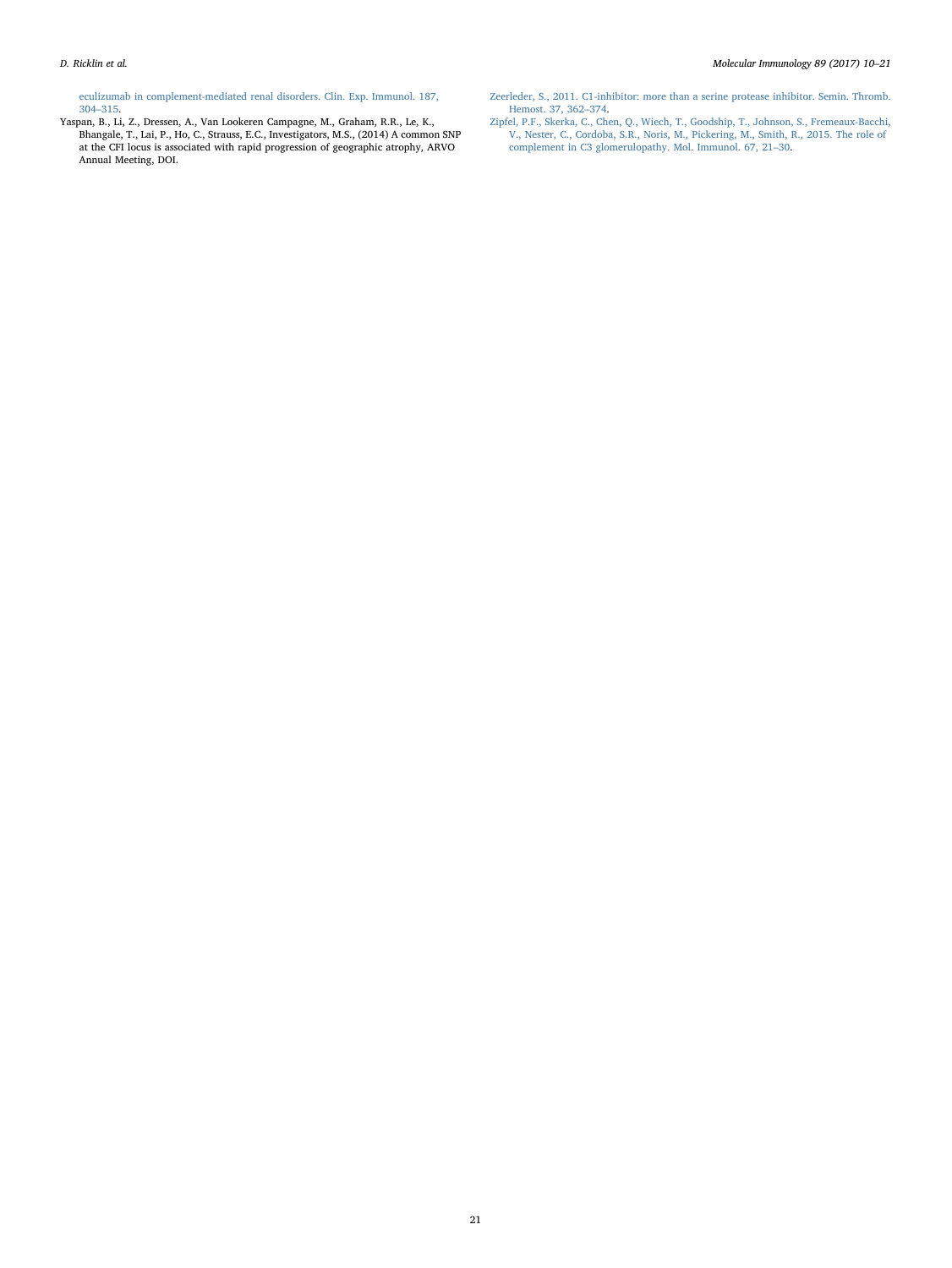eculizumab in complement-mediated renal disorders. Clin. Exp. Immunol. 187, 304–315.

Yaspan, B., Li, Z., Dressen, A., Van Lookeren Campagne, M., Graham, R.R., Le, K., Bhangale, T., Lai, P., Ho, C., Strauss, E.C., Investigators, M.S., (2014) A common SNP at the CFI locus is associated with rapid progression of geographic atrophy, ARVO Annual Meeting, DOI.

Zeerleder, S., 2011. C1-inhibitor: more than a serine protease inhibitor. Semin. Thromb. Hemost. 37, 362–374.

Zipfel, P.F., Skerka, C., Chen, Q., Wiech, T., Goodship, T., Johnson, S., Fremeaux-Bacchi, V., Nester, C., Cordoba, S.R., Noris, M., Pickering, M., Smith, R., 2015. The role of complement in C3 glomerulopathy. Mol. Immunol. 67, 21–30.